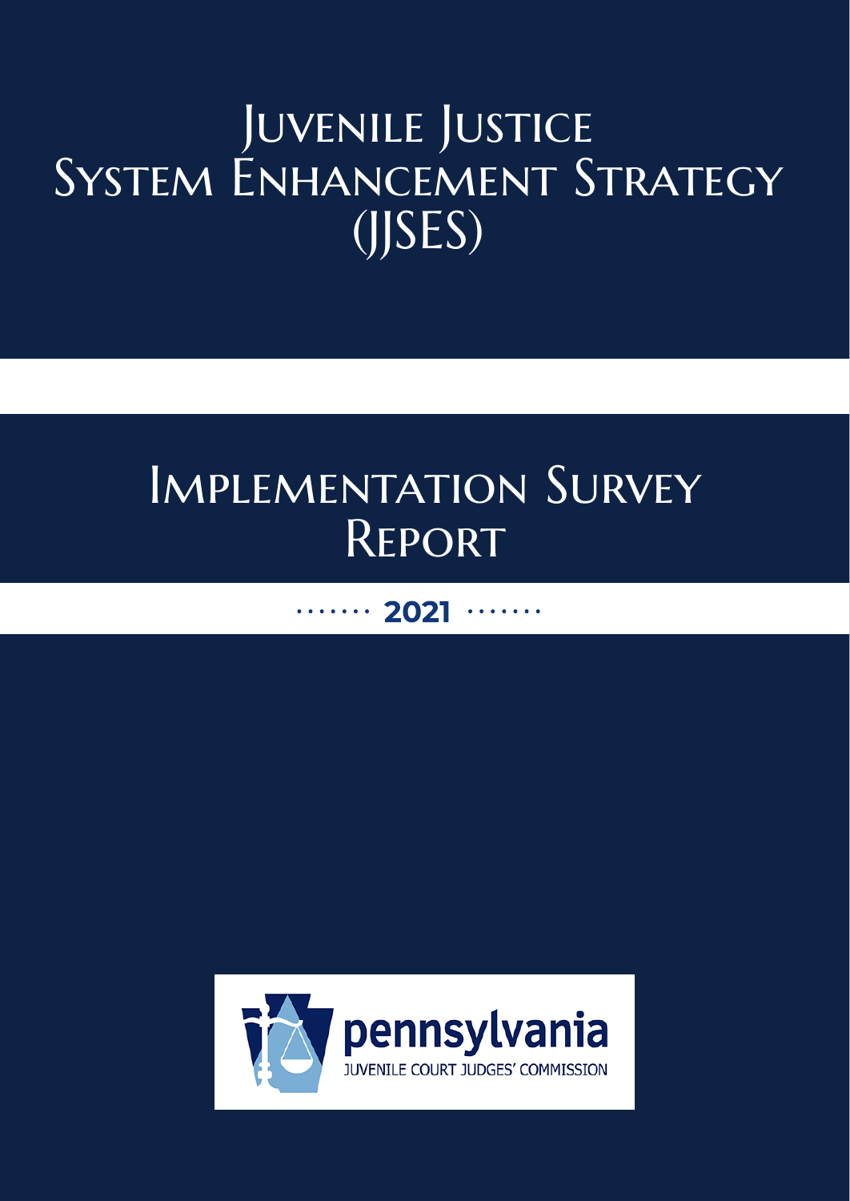# Juvenile Justice System Enhancement Strategy (JJSES)

# Implementation Survey Report

**2021**

pennsylvania

JUVENILE COURT JUDGES' COMMISSION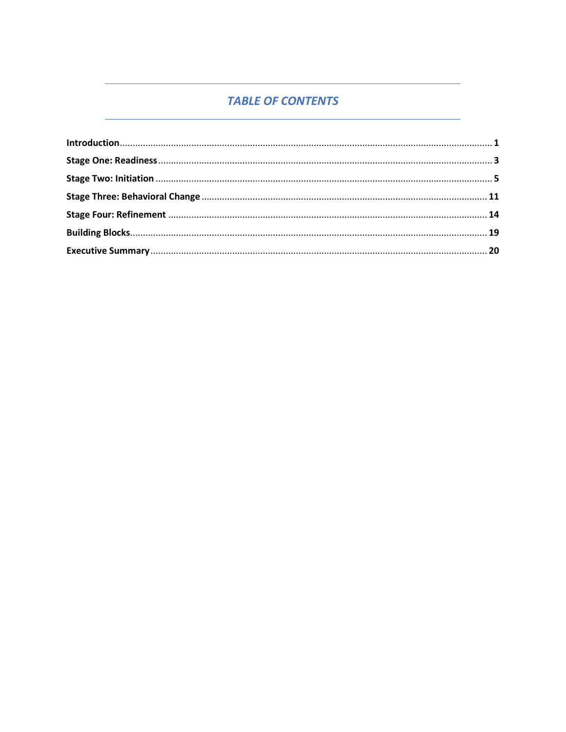## *TABLE OF CONTENTS*

**Introduction** ..................................................... **1**

**Stage One: Readiness** ..................................................... **3**

**Stage Two: Initiation** ..................................................... **5**

**Stage Three: Behavioral Change** ..................................................... **11**

**Stage Four: Refinement** ..................................................... **14**

**Building Blocks** ..................................................... **19**

**Executive Summary** ..................................................... **20**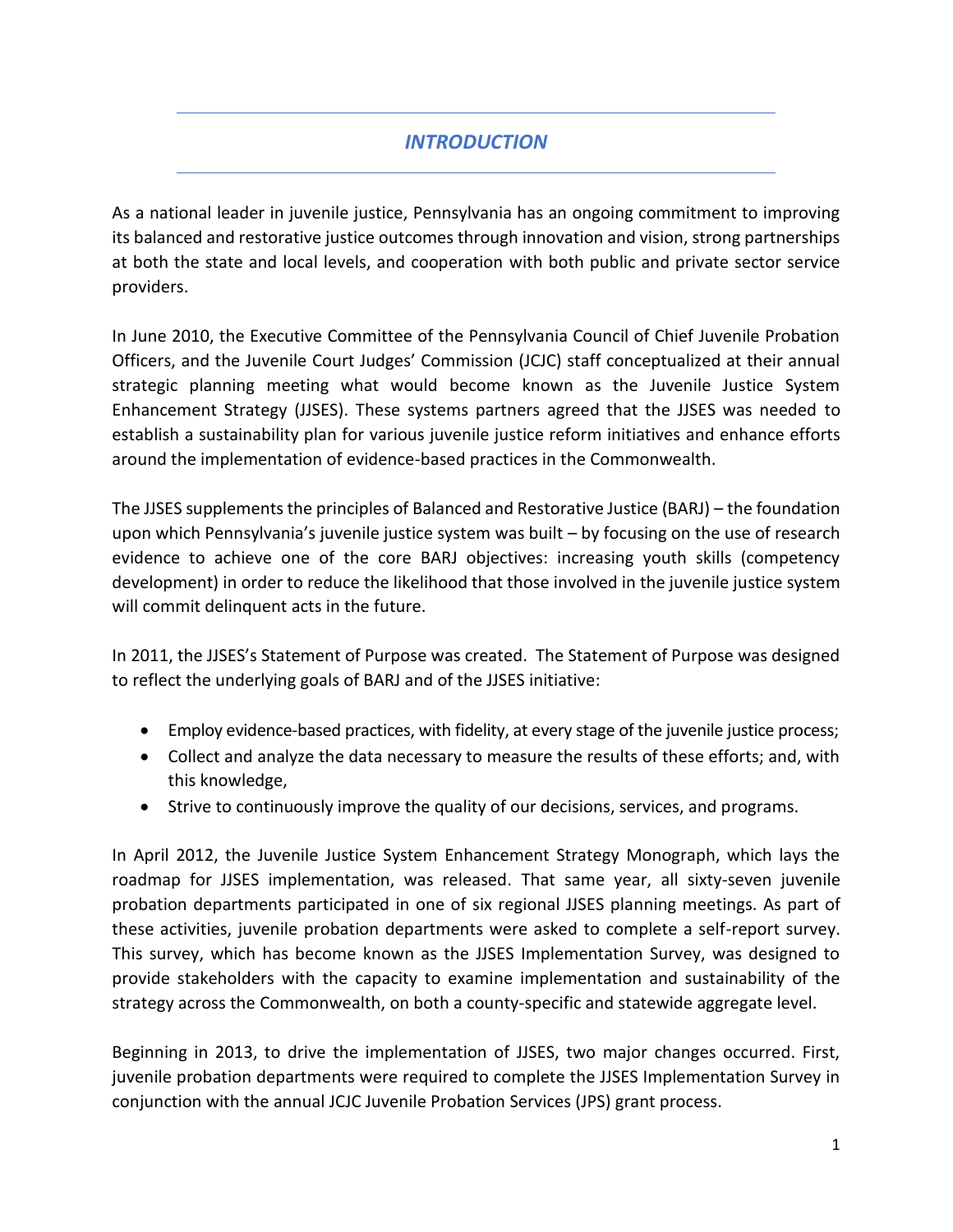## *INTRODUCTION*

As a national leader in juvenile justice, Pennsylvania has an ongoing commitment to improving its balanced and restorative justice outcomes through innovation and vision, strong partnerships at both the state and local levels, and cooperation with both public and private sector service providers.

In June 2010, the Executive Committee of the Pennsylvania Council of Chief Juvenile Probation Officers, and the Juvenile Court Judges' Commission (JCJC) staff conceptualized at their annual strategic planning meeting what would become known as the Juvenile Justice System Enhancement Strategy (JJSES). These systems partners agreed that the JJSES was needed to establish a sustainability plan for various juvenile justice reform initiatives and enhance efforts around the implementation of evidence-based practices in the Commonwealth.

The JJSES supplements the principles of Balanced and Restorative Justice (BARJ) – the foundation upon which Pennsylvania's juvenile justice system was built – by focusing on the use of research evidence to achieve one of the core BARJ objectives: increasing youth skills (competency development) in order to reduce the likelihood that those involved in the juvenile justice system will commit delinquent acts in the future.

In 2011, the JJSES's Statement of Purpose was created. The Statement of Purpose was designed to reflect the underlying goals of BARJ and of the JJSES initiative:

- Employ evidence-based practices, with fidelity, at every stage of the juvenile justice process;
- Collect and analyze the data necessary to measure the results of these efforts; and, with this knowledge,
- Strive to continuously improve the quality of our decisions, services, and programs.

In April 2012, the Juvenile Justice System Enhancement Strategy Monograph, which lays the roadmap for JJSES implementation, was released. That same year, all sixty-seven juvenile probation departments participated in one of six regional JJSES planning meetings. As part of these activities, juvenile probation departments were asked to complete a self-report survey. This survey, which has become known as the JJSES Implementation Survey, was designed to provide stakeholders with the capacity to examine implementation and sustainability of the strategy across the Commonwealth, on both a county-specific and statewide aggregate level.

Beginning in 2013, to drive the implementation of JJSES, two major changes occurred. First, juvenile probation departments were required to complete the JJSES Implementation Survey in conjunction with the annual JCJC Juvenile Probation Services (JPS) grant process.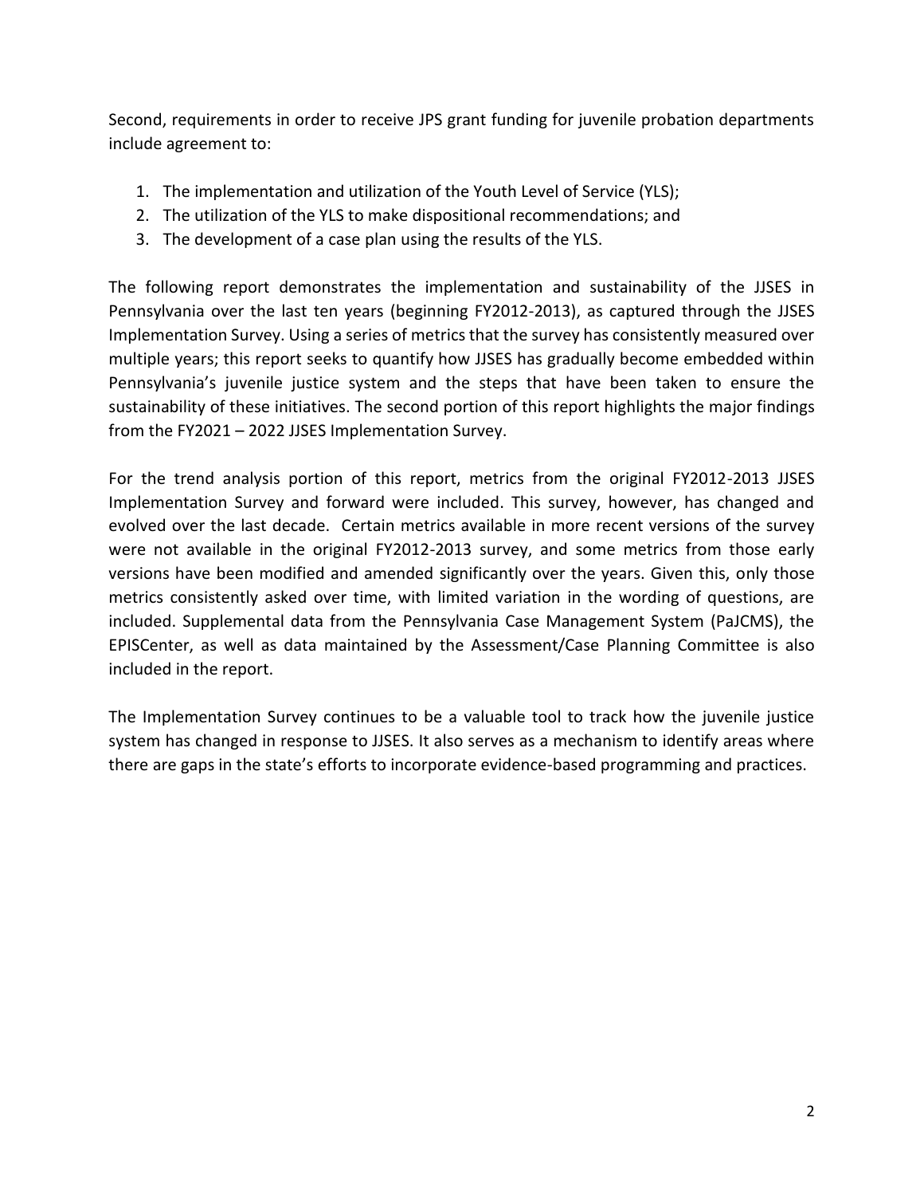Second, requirements in order to receive JPS grant funding for juvenile probation departments include agreement to:

1. The implementation and utilization of the Youth Level of Service (YLS);
2. The utilization of the YLS to make dispositional recommendations; and
3. The development of a case plan using the results of the YLS.

The following report demonstrates the implementation and sustainability of the JJSES in Pennsylvania over the last ten years (beginning FY2012-2013), as captured through the JJSES Implementation Survey. Using a series of metrics that the survey has consistently measured over multiple years; this report seeks to quantify how JJSES has gradually become embedded within Pennsylvania's juvenile justice system and the steps that have been taken to ensure the sustainability of these initiatives. The second portion of this report highlights the major findings from the FY2021 – 2022 JJSES Implementation Survey.

For the trend analysis portion of this report, metrics from the original FY2012-2013 JJSES Implementation Survey and forward were included. This survey, however, has changed and evolved over the last decade. Certain metrics available in more recent versions of the survey were not available in the original FY2012-2013 survey, and some metrics from those early versions have been modified and amended significantly over the years. Given this, only those metrics consistently asked over time, with limited variation in the wording of questions, are included. Supplemental data from the Pennsylvania Case Management System (PaJCMS), the EPISCenter, as well as data maintained by the Assessment/Case Planning Committee is also included in the report.

The Implementation Survey continues to be a valuable tool to track how the juvenile justice system has changed in response to JJSES. It also serves as a mechanism to identify areas where there are gaps in the state's efforts to incorporate evidence-based programming and practices.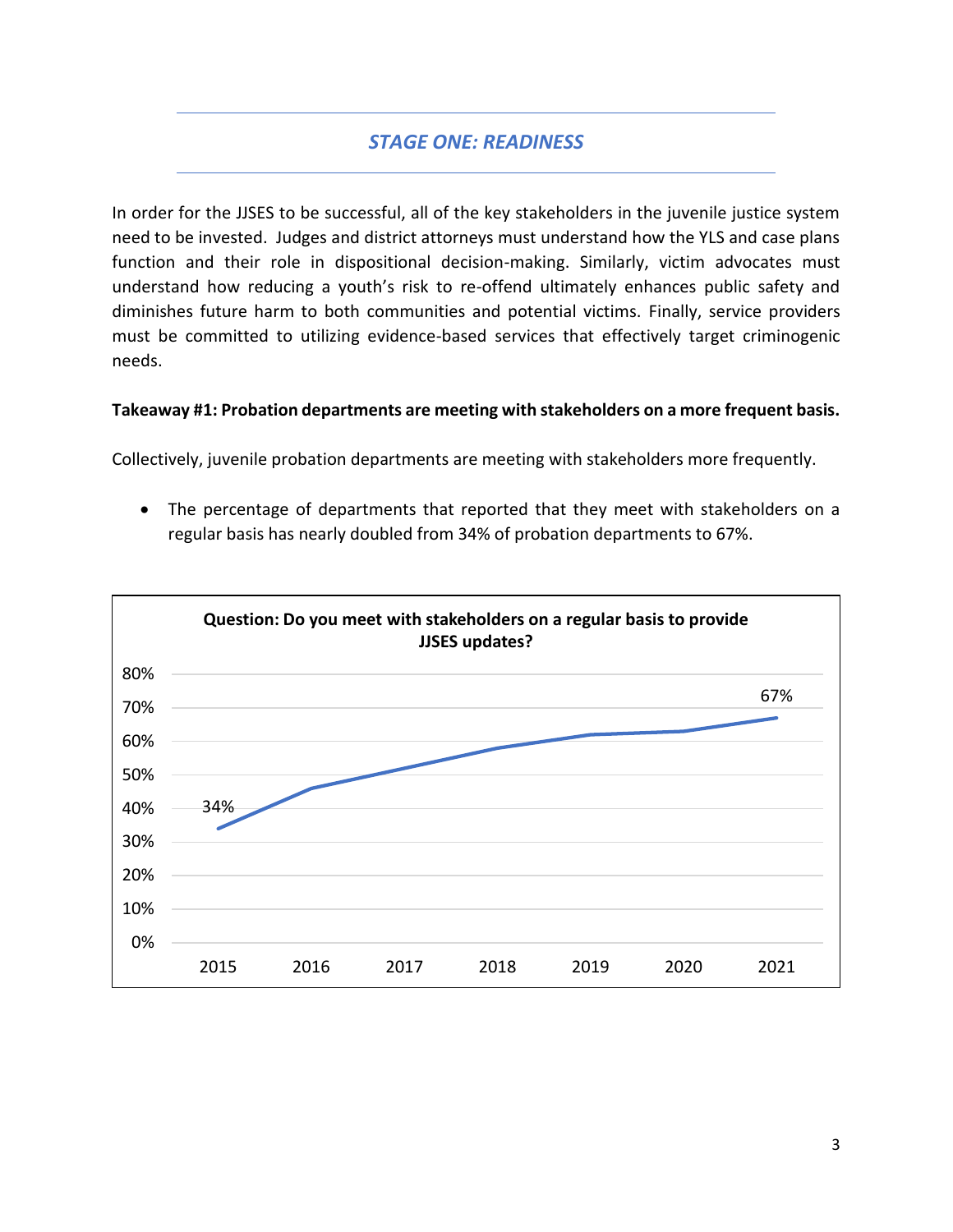## *STAGE ONE: READINESS*

In order for the JJSES to be successful, all of the key stakeholders in the juvenile justice system need to be invested. Judges and district attorneys must understand how the YLS and case plans function and their role in dispositional decision-making. Similarly, victim advocates must understand how reducing a youth's risk to re-offend ultimately enhances public safety and diminishes future harm to both communities and potential victims. Finally, service providers must be committed to utilizing evidence-based services that effectively target criminogenic needs.

**Takeaway #1: Probation departments are meeting with stakeholders on a more frequent basis.**

Collectively, juvenile probation departments are meeting with stakeholders more frequently.

- The percentage of departments that reported that they meet with stakeholders on a regular basis has nearly doubled from 34% of probation departments to 67%.

**Question: Do you meet with stakeholders on a regular basis to provide JJSES updates?**

| Year | Percentage |
|---|---|
| 2015 | 34% |
| 2021 | 67% |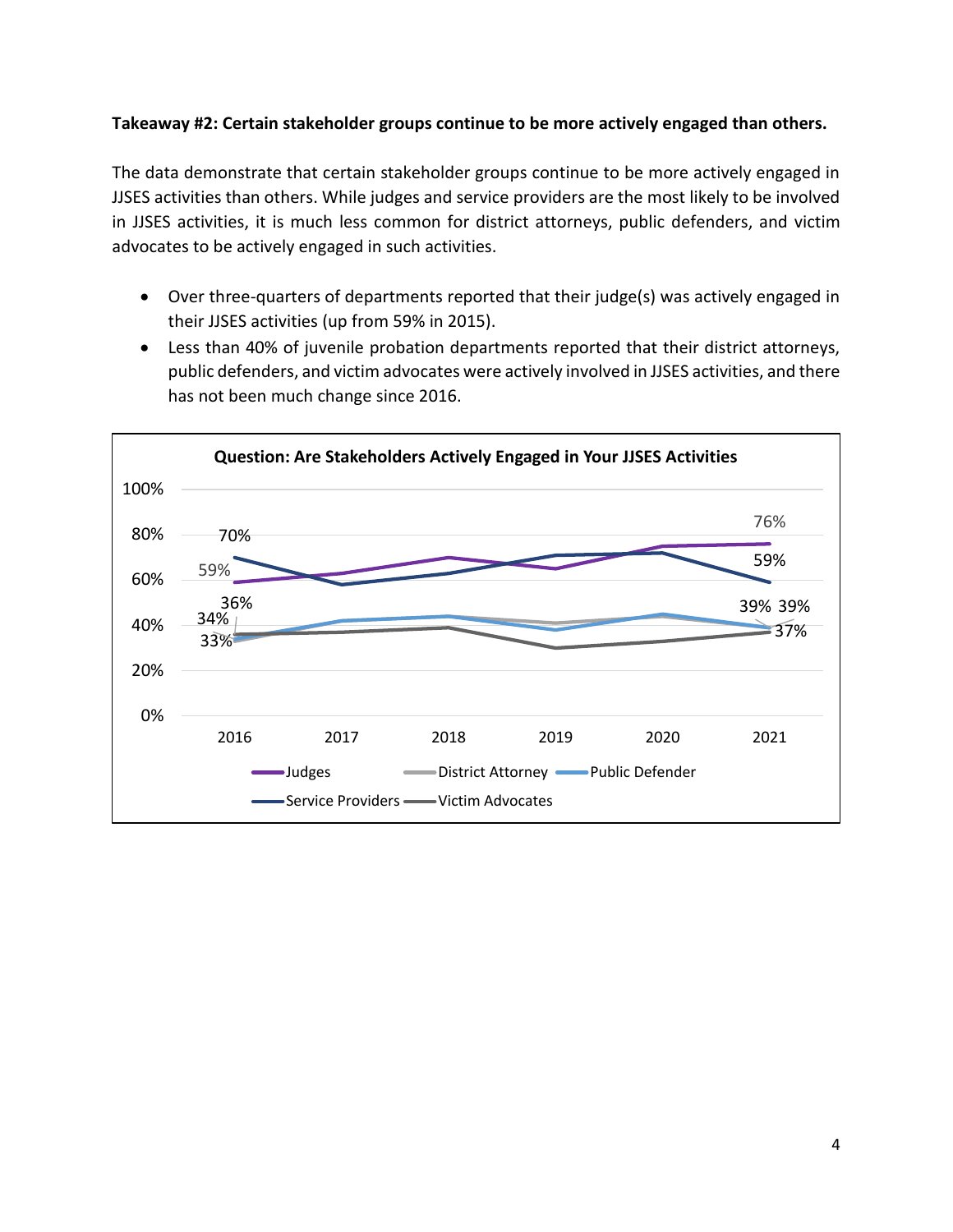**Takeaway #2: Certain stakeholder groups continue to be more actively engaged than others.**

The data demonstrate that certain stakeholder groups continue to be more actively engaged in JJSES activities than others. While judges and service providers are the most likely to be involved in JJSES activities, it is much less common for district attorneys, public defenders, and victim advocates to be actively engaged in such activities.

- Over three-quarters of departments reported that their judge(s) was actively engaged in their JJSES activities (up from 59% in 2015).
- Less than 40% of juvenile probation departments reported that their district attorneys, public defenders, and victim advocates were actively involved in JJSES activities, and there has not been much change since 2016.

**Question: Are Stakeholders Actively Engaged in Your JJSES Activities**

| | 2016 | 2021 |
|---|---|---|
| Judges | 59% | 76% |
| Service Providers | 70% | 59% |
| District Attorney | 33% | 39% |
| Public Defender | 34% | 39% |
| Victim Advocates | 36% | 37% |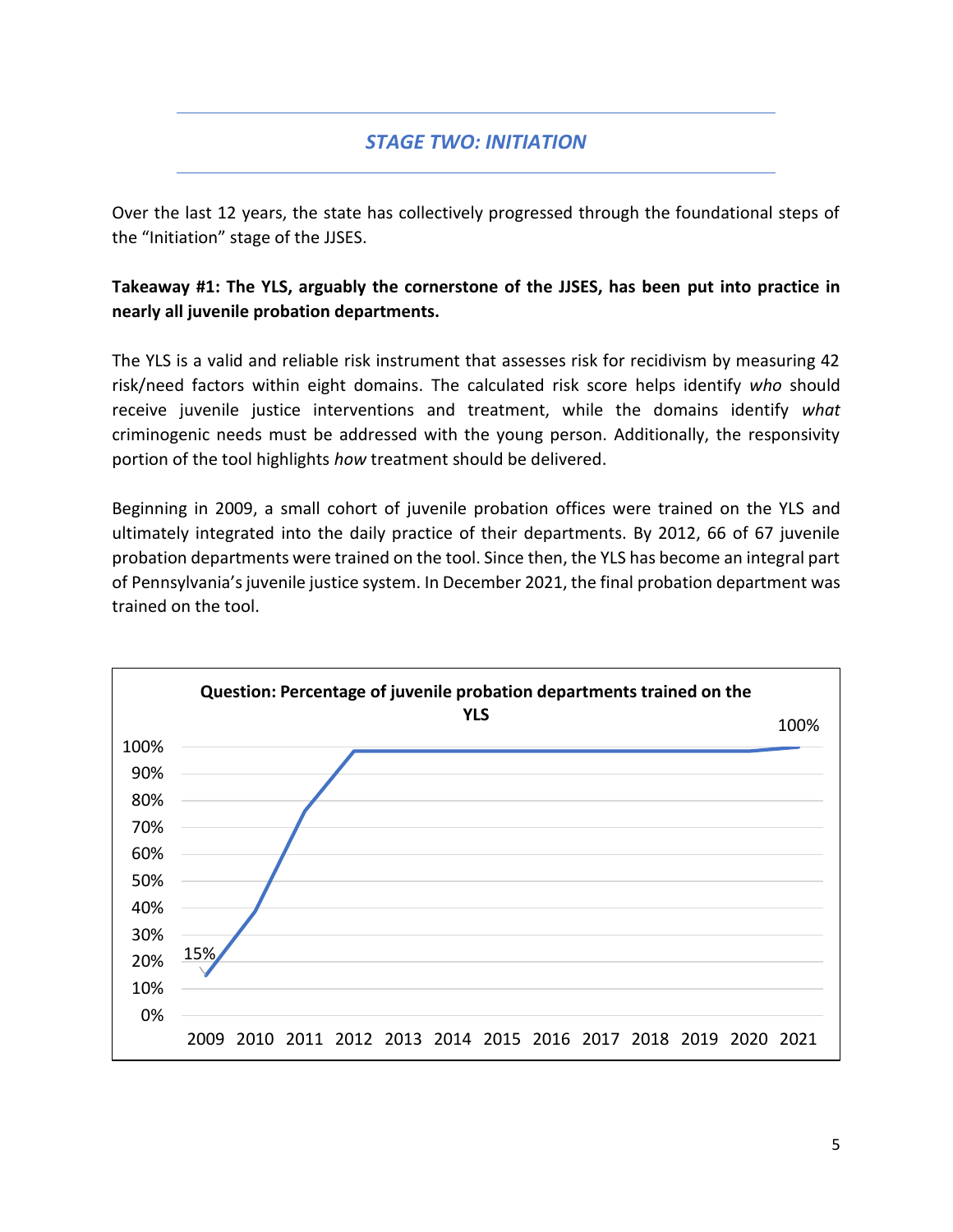## *STAGE TWO: INITIATION*

Over the last 12 years, the state has collectively progressed through the foundational steps of the "Initiation" stage of the JJSES.

**Takeaway #1: The YLS, arguably the cornerstone of the JJSES, has been put into practice in nearly all juvenile probation departments.**

The YLS is a valid and reliable risk instrument that assesses risk for recidivism by measuring 42 risk/need factors within eight domains. The calculated risk score helps identify *who* should receive juvenile justice interventions and treatment, while the domains identify *what* criminogenic needs must be addressed with the young person. Additionally, the responsivity portion of the tool highlights *how* treatment should be delivered.

Beginning in 2009, a small cohort of juvenile probation offices were trained on the YLS and ultimately integrated into the daily practice of their departments. By 2012, 66 of 67 juvenile probation departments were trained on the tool. Since then, the YLS has become an integral part of Pennsylvania's juvenile justice system. In December 2021, the final probation department was trained on the tool.

**Question: Percentage of juvenile probation departments trained on the YLS**

100%

100%
90%
80%
70%
60%
50%
40%
30%
20%
10%
0%

15%

2009 2010 2011 2012 2013 2014 2015 2016 2017 2018 2019 2020 2021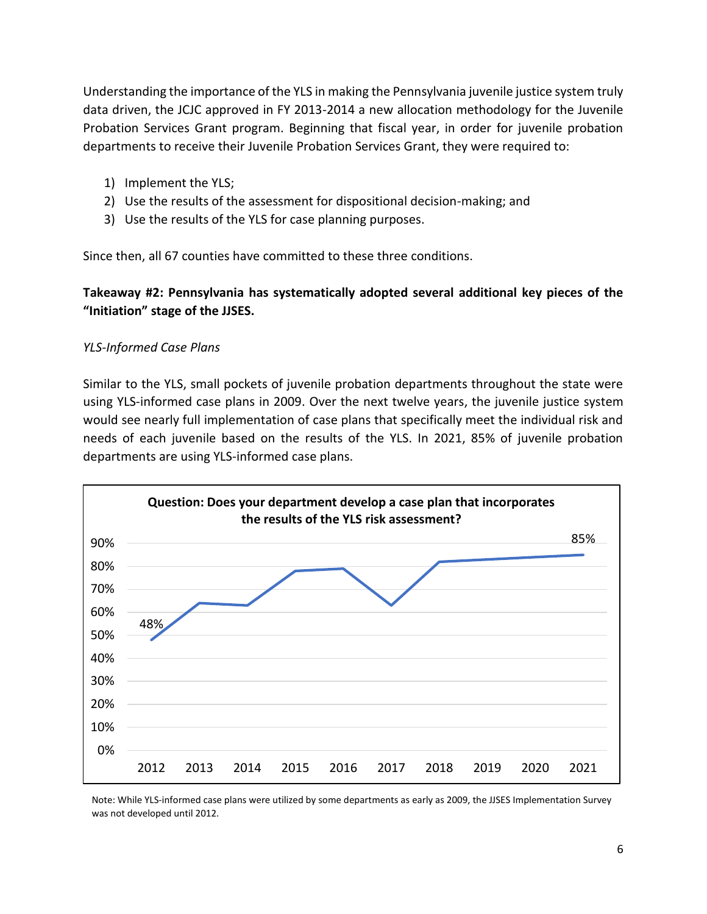Understanding the importance of the YLS in making the Pennsylvania juvenile justice system truly data driven, the JCJC approved in FY 2013-2014 a new allocation methodology for the Juvenile Probation Services Grant program. Beginning that fiscal year, in order for juvenile probation departments to receive their Juvenile Probation Services Grant, they were required to:

1) Implement the YLS;
2) Use the results of the assessment for dispositional decision-making; and
3) Use the results of the YLS for case planning purposes.

Since then, all 67 counties have committed to these three conditions.

**Takeaway #2: Pennsylvania has systematically adopted several additional key pieces of the "Initiation" stage of the JJSES.**

*YLS-Informed Case Plans*

Similar to the YLS, small pockets of juvenile probation departments throughout the state were using YLS-informed case plans in 2009. Over the next twelve years, the juvenile justice system would see nearly full implementation of case plans that specifically meet the individual risk and needs of each juvenile based on the results of the YLS. In 2021, 85% of juvenile probation departments are using YLS-informed case plans.

**Question: Does your department develop a case plan that incorporates the results of the YLS risk assessment?**

| Year | 2012 | 2013 | 2014 | 2015 | 2016 | 2017 | 2018 | 2019 | 2020 | 2021 |
|---|---|---|---|---|---|---|---|---|---|---|
| Percent | 48% | | | | | | | | | 85% |

Note: While YLS-informed case plans were utilized by some departments as early as 2009, the JJSES Implementation Survey was not developed until 2012.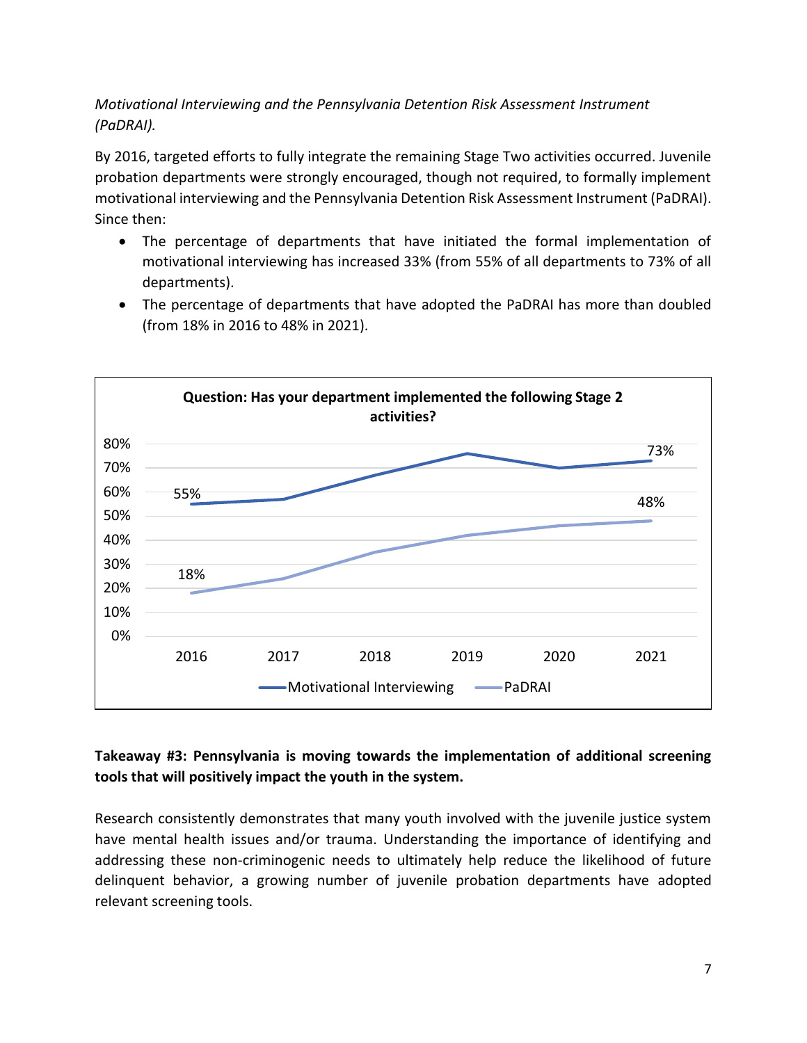*Motivational Interviewing and the Pennsylvania Detention Risk Assessment Instrument (PaDRAI).*

By 2016, targeted efforts to fully integrate the remaining Stage Two activities occurred. Juvenile probation departments were strongly encouraged, though not required, to formally implement motivational interviewing and the Pennsylvania Detention Risk Assessment Instrument (PaDRAI). Since then:

- The percentage of departments that have initiated the formal implementation of motivational interviewing has increased 33% (from 55% of all departments to 73% of all departments).
- The percentage of departments that have adopted the PaDRAI has more than doubled (from 18% in 2016 to 48% in 2021).

**Question: Has your department implemented the following Stage 2 activities?**

| | 2016 | 2017 | 2018 | 2019 | 2020 | 2021 |
|---|---|---|---|---|---|---|
| Motivational Interviewing | 55% | | | | | 73% |
| PaDRAI | 18% | | | | | 48% |

**Takeaway #3: Pennsylvania is moving towards the implementation of additional screening tools that will positively impact the youth in the system.**

Research consistently demonstrates that many youth involved with the juvenile justice system have mental health issues and/or trauma. Understanding the importance of identifying and addressing these non-criminogenic needs to ultimately help reduce the likelihood of future delinquent behavior, a growing number of juvenile probation departments have adopted relevant screening tools.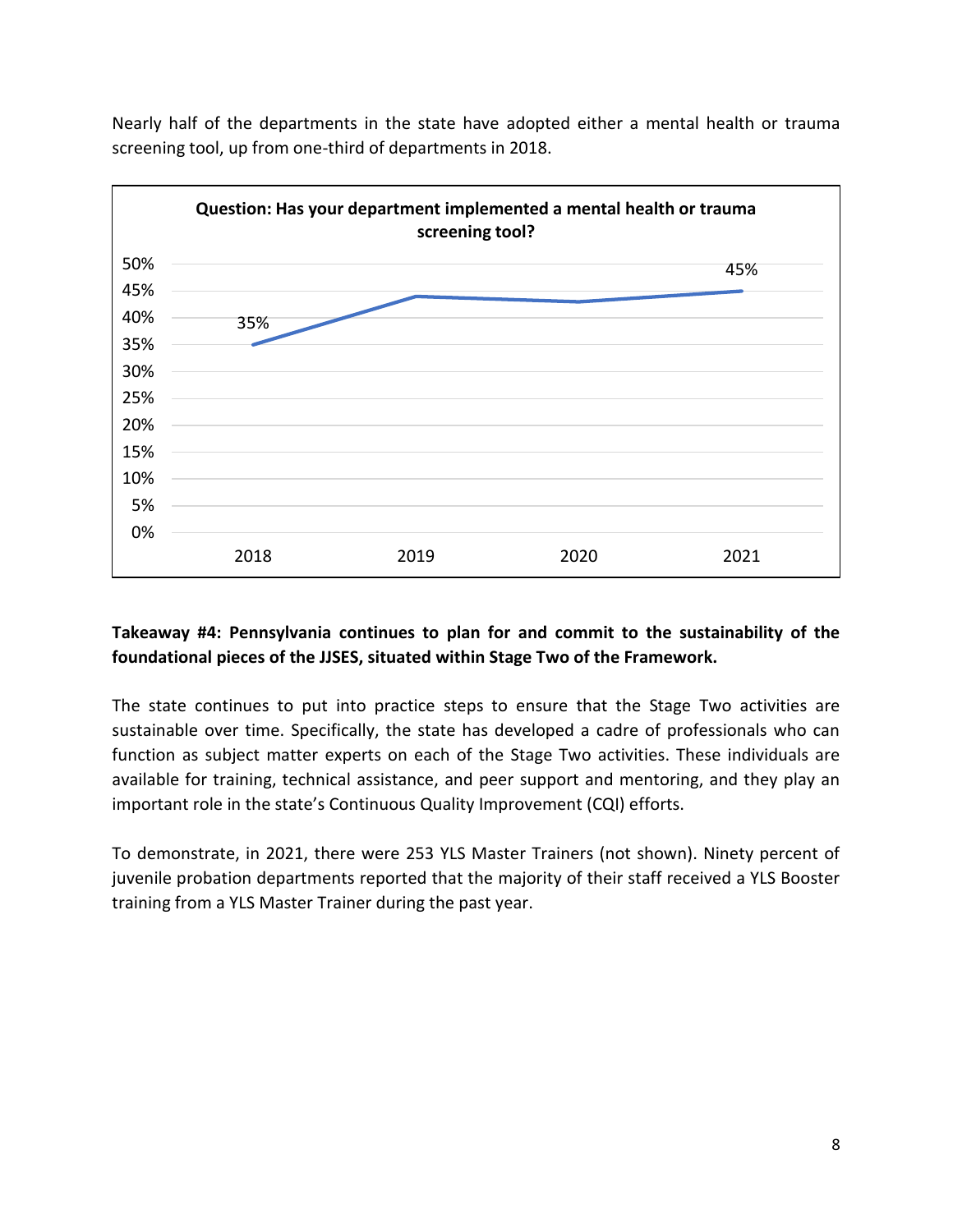Nearly half of the departments in the state have adopted either a mental health or trauma screening tool, up from one-third of departments in 2018.

**Question: Has your department implemented a mental health or trauma screening tool?**

| Year | Percentage |
|---|---|
| 2018 | 35% |
| 2019 | |
| 2020 | |
| 2021 | 45% |

**Takeaway #4: Pennsylvania continues to plan for and commit to the sustainability of the foundational pieces of the JJSES, situated within Stage Two of the Framework.**

The state continues to put into practice steps to ensure that the Stage Two activities are sustainable over time. Specifically, the state has developed a cadre of professionals who can function as subject matter experts on each of the Stage Two activities. These individuals are available for training, technical assistance, and peer support and mentoring, and they play an important role in the state's Continuous Quality Improvement (CQI) efforts.

To demonstrate, in 2021, there were 253 YLS Master Trainers (not shown). Ninety percent of juvenile probation departments reported that the majority of their staff received a YLS Booster training from a YLS Master Trainer during the past year.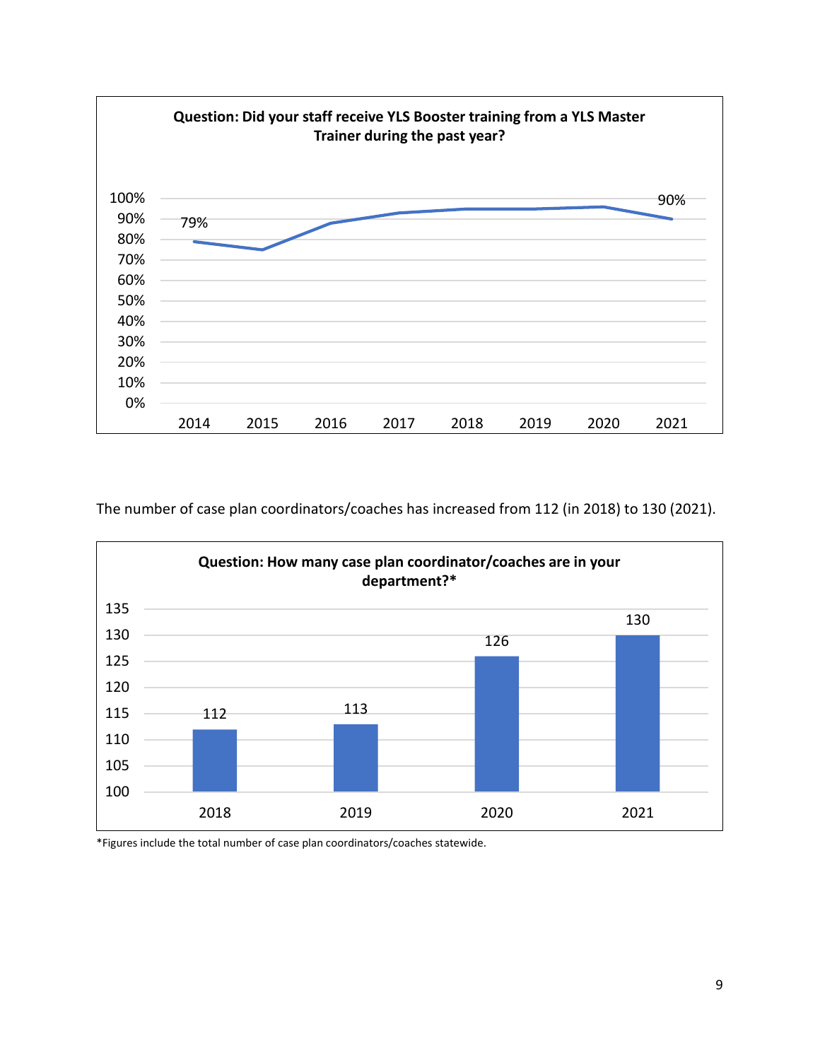**Question: Did your staff receive YLS Booster training from a YLS Master Trainer during the past year?**

| Year | Percentage |
| --- | --- |
| 2014 | 79% |
| 2021 | 90% |

The number of case plan coordinators/coaches has increased from 112 (in 2018) to 130 (2021).

**Question: How many case plan coordinator/coaches are in your department?***

| Year | Number |
| --- | --- |
| 2018 | 112 |
| 2019 | 113 |
| 2020 | 126 |
| 2021 | 130 |

*Figures include the total number of case plan coordinators/coaches statewide.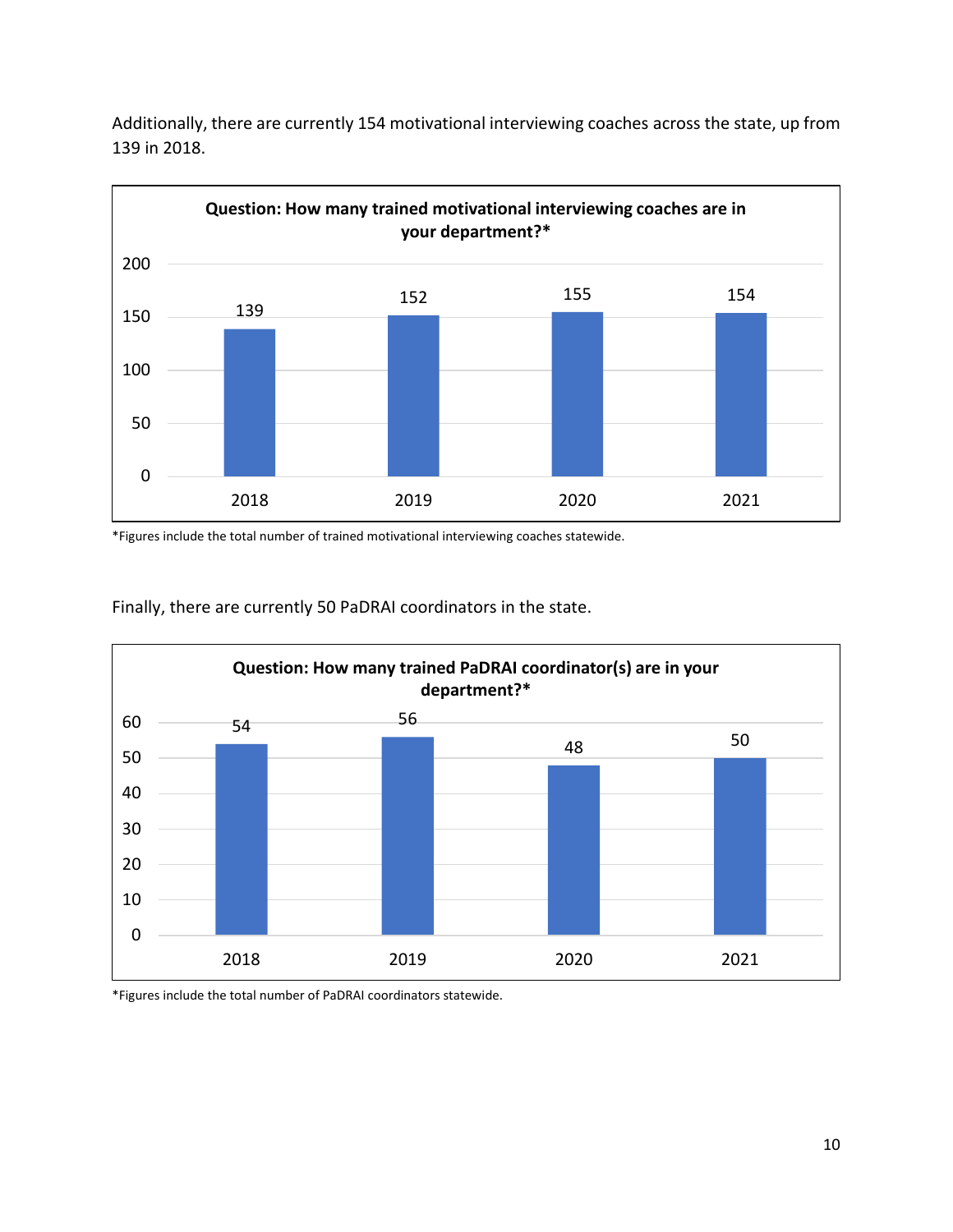Additionally, there are currently 154 motivational interviewing coaches across the state, up from 139 in 2018.

**Question: How many trained motivational interviewing coaches are in your department?***

| Year | Count |
|---|---|
| 2018 | 139 |
| 2019 | 152 |
| 2020 | 155 |
| 2021 | 154 |

*Figures include the total number of trained motivational interviewing coaches statewide.

Finally, there are currently 50 PaDRAI coordinators in the state.

**Question: How many trained PaDRAI coordinator(s) are in your department?***

| Year | Count |
|---|---|
| 2018 | 54 |
| 2019 | 56 |
| 2020 | 48 |
| 2021 | 50 |

*Figures include the total number of PaDRAI coordinators statewide.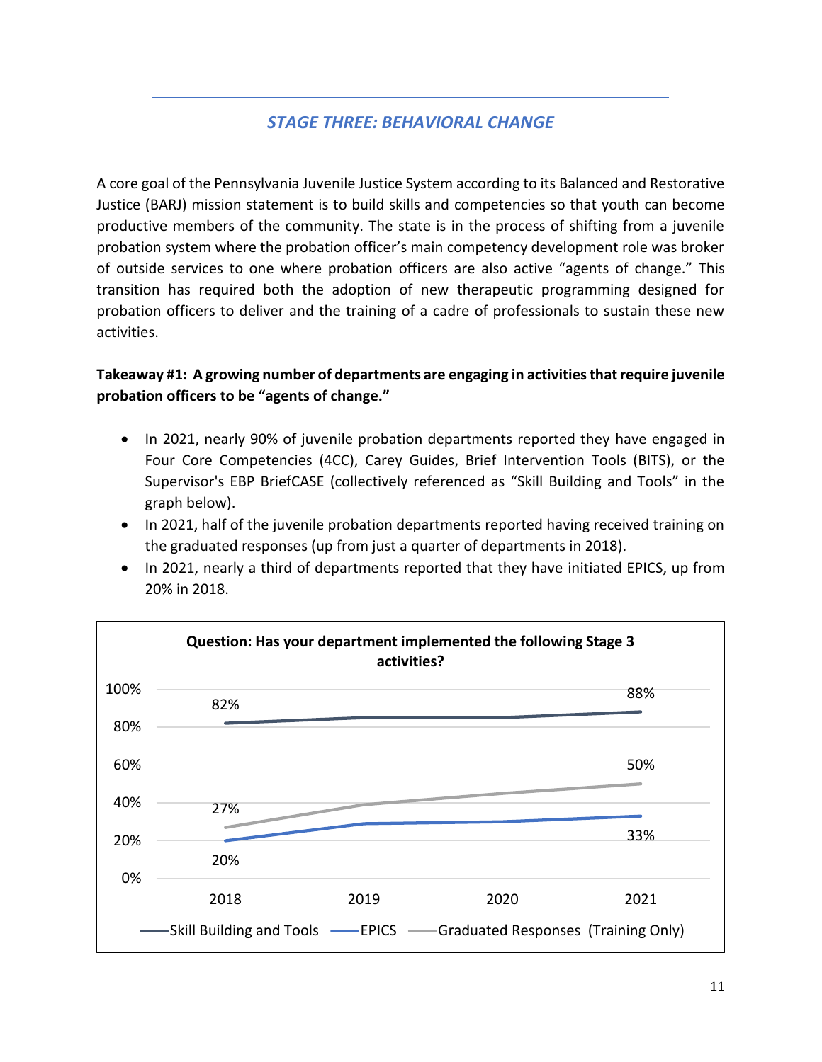## *STAGE THREE: BEHAVIORAL CHANGE*

A core goal of the Pennsylvania Juvenile Justice System according to its Balanced and Restorative Justice (BARJ) mission statement is to build skills and competencies so that youth can become productive members of the community. The state is in the process of shifting from a juvenile probation system where the probation officer's main competency development role was broker of outside services to one where probation officers are also active "agents of change." This transition has required both the adoption of new therapeutic programming designed for probation officers to deliver and the training of a cadre of professionals to sustain these new activities.

**Takeaway #1: A growing number of departments are engaging in activities that require juvenile probation officers to be "agents of change."**

- In 2021, nearly 90% of juvenile probation departments reported they have engaged in Four Core Competencies (4CC), Carey Guides, Brief Intervention Tools (BITS), or the Supervisor's EBP BriefCASE (collectively referenced as "Skill Building and Tools" in the graph below).
- In 2021, half of the juvenile probation departments reported having received training on the graduated responses (up from just a quarter of departments in 2018).
- In 2021, nearly a third of departments reported that they have initiated EPICS, up from 20% in 2018.

**Question: Has your department implemented the following Stage 3 activities?**

| | 2018 | 2021 |
|---|---|---|
| Skill Building and Tools | 82% | 88% |
| EPICS | 20% | 33% |
| Graduated Responses (Training Only) | 27% | 50% |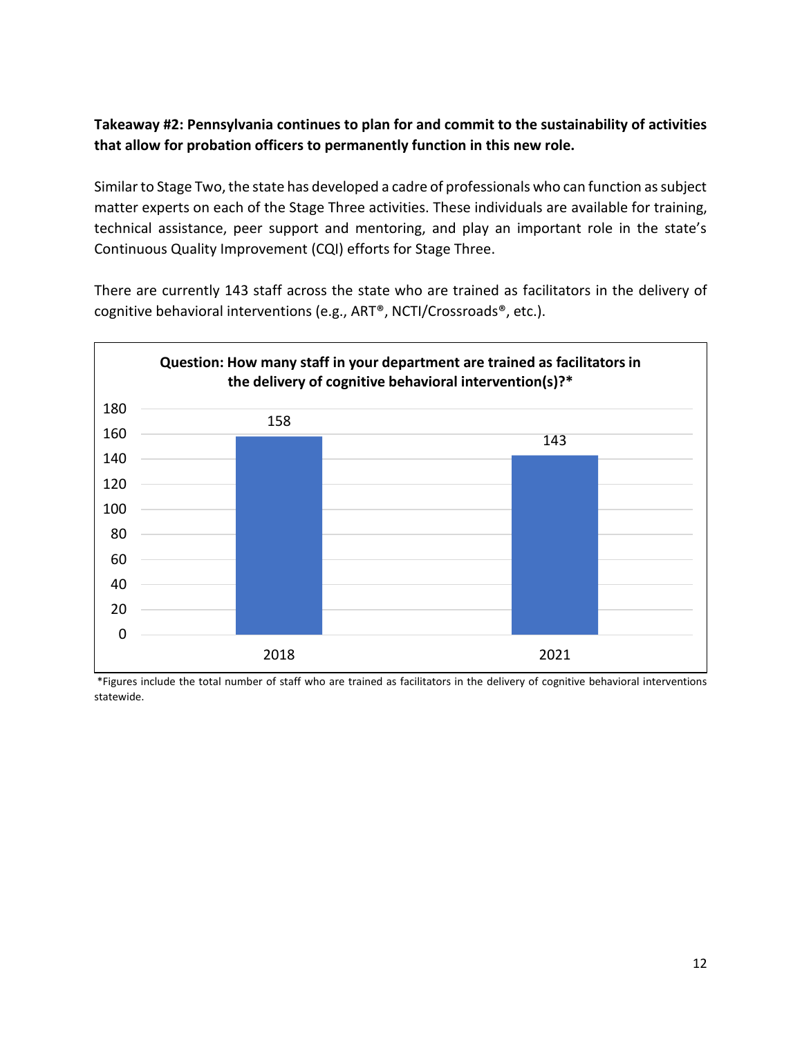**Takeaway #2: Pennsylvania continues to plan for and commit to the sustainability of activities that allow for probation officers to permanently function in this new role.**

Similar to Stage Two, the state has developed a cadre of professionals who can function as subject matter experts on each of the Stage Three activities. These individuals are available for training, technical assistance, peer support and mentoring, and play an important role in the state's Continuous Quality Improvement (CQI) efforts for Stage Three.

There are currently 143 staff across the state who are trained as facilitators in the delivery of cognitive behavioral interventions (e.g., ART®, NCTI/Crossroads®, etc.).

**Question: How many staff in your department are trained as facilitators in the delivery of cognitive behavioral intervention(s)?***

| Year | Staff |
| --- | --- |
| 2018 | 158 |
| 2021 | 143 |

*Figures include the total number of staff who are trained as facilitators in the delivery of cognitive behavioral interventions statewide.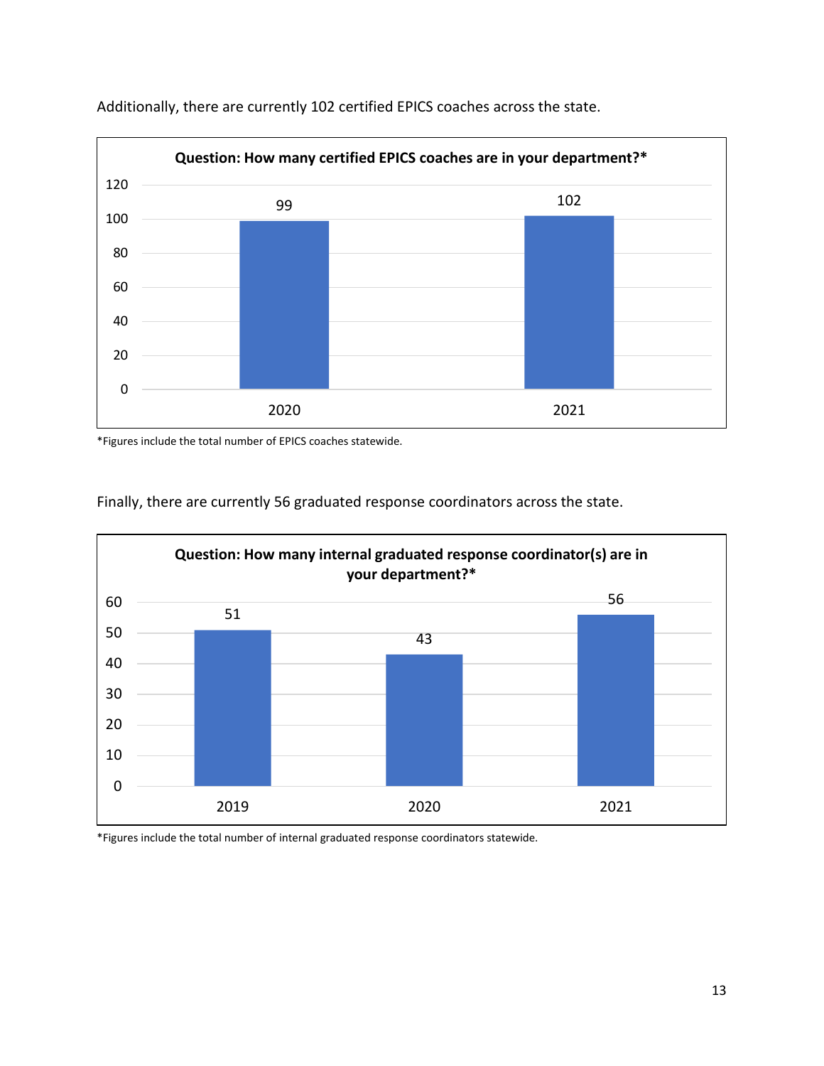Additionally, there are currently 102 certified EPICS coaches across the state.

**Question: How many certified EPICS coaches are in your department?***

| Year | Number |
| --- | --- |
| 2020 | 99 |
| 2021 | 102 |

*Figures include the total number of EPICS coaches statewide.

Finally, there are currently 56 graduated response coordinators across the state.

**Question: How many internal graduated response coordinator(s) are in your department?***

| Year | Number |
| --- | --- |
| 2019 | 51 |
| 2020 | 43 |
| 2021 | 56 |

*Figures include the total number of internal graduated response coordinators statewide.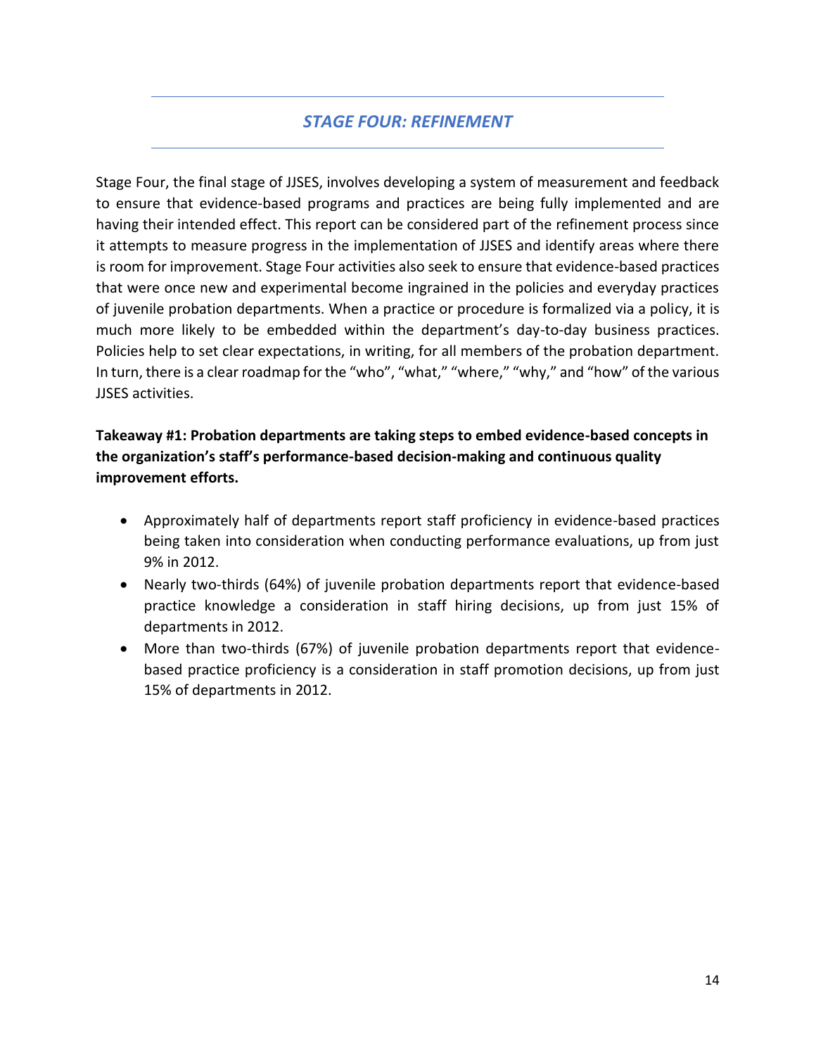## *STAGE FOUR: REFINEMENT*

Stage Four, the final stage of JJSES, involves developing a system of measurement and feedback to ensure that evidence-based programs and practices are being fully implemented and are having their intended effect. This report can be considered part of the refinement process since it attempts to measure progress in the implementation of JJSES and identify areas where there is room for improvement. Stage Four activities also seek to ensure that evidence-based practices that were once new and experimental become ingrained in the policies and everyday practices of juvenile probation departments. When a practice or procedure is formalized via a policy, it is much more likely to be embedded within the department's day-to-day business practices. Policies help to set clear expectations, in writing, for all members of the probation department. In turn, there is a clear roadmap for the "who", "what," "where," "why," and "how" of the various JJSES activities.

**Takeaway #1: Probation departments are taking steps to embed evidence-based concepts in the organization's staff's performance-based decision-making and continuous quality improvement efforts.**

- Approximately half of departments report staff proficiency in evidence-based practices being taken into consideration when conducting performance evaluations, up from just 9% in 2012.
- Nearly two-thirds (64%) of juvenile probation departments report that evidence-based practice knowledge a consideration in staff hiring decisions, up from just 15% of departments in 2012.
- More than two-thirds (67%) of juvenile probation departments report that evidence-based practice proficiency is a consideration in staff promotion decisions, up from just 15% of departments in 2012.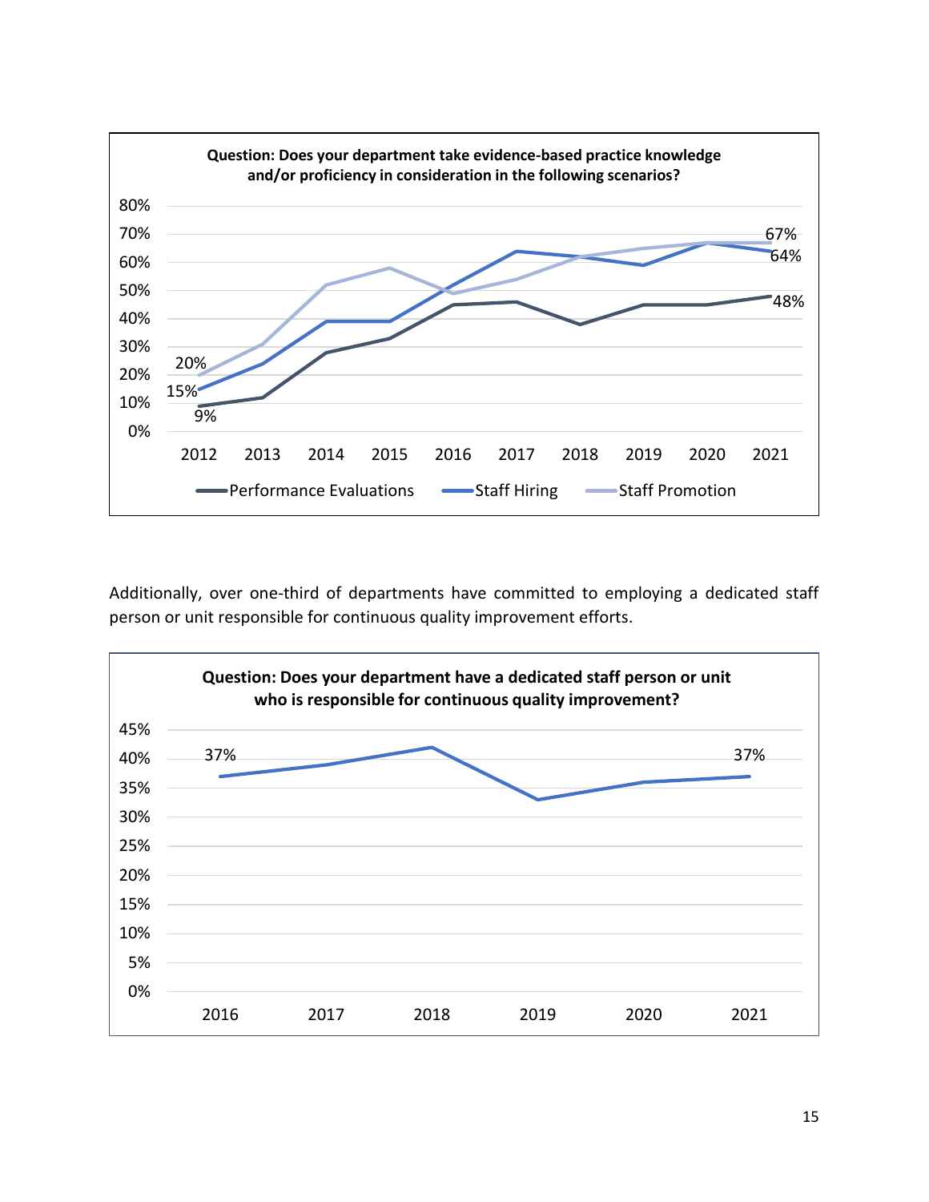**Question: Does your department take evidence-based practice knowledge and/or proficiency in consideration in the following scenarios?**

| Year | Performance Evaluations | Staff Hiring | Staff Promotion |
|---|---|---|---|
| 2012 | 9% | 15% | 20% |
| 2021 | 48% | 64% | 67% |

Additionally, over one-third of departments have committed to employing a dedicated staff person or unit responsible for continuous quality improvement efforts.

**Question: Does your department have a dedicated staff person or unit who is responsible for continuous quality improvement?**

| Year | Percent |
|---|---|
| 2016 | 37% |
| 2021 | 37% |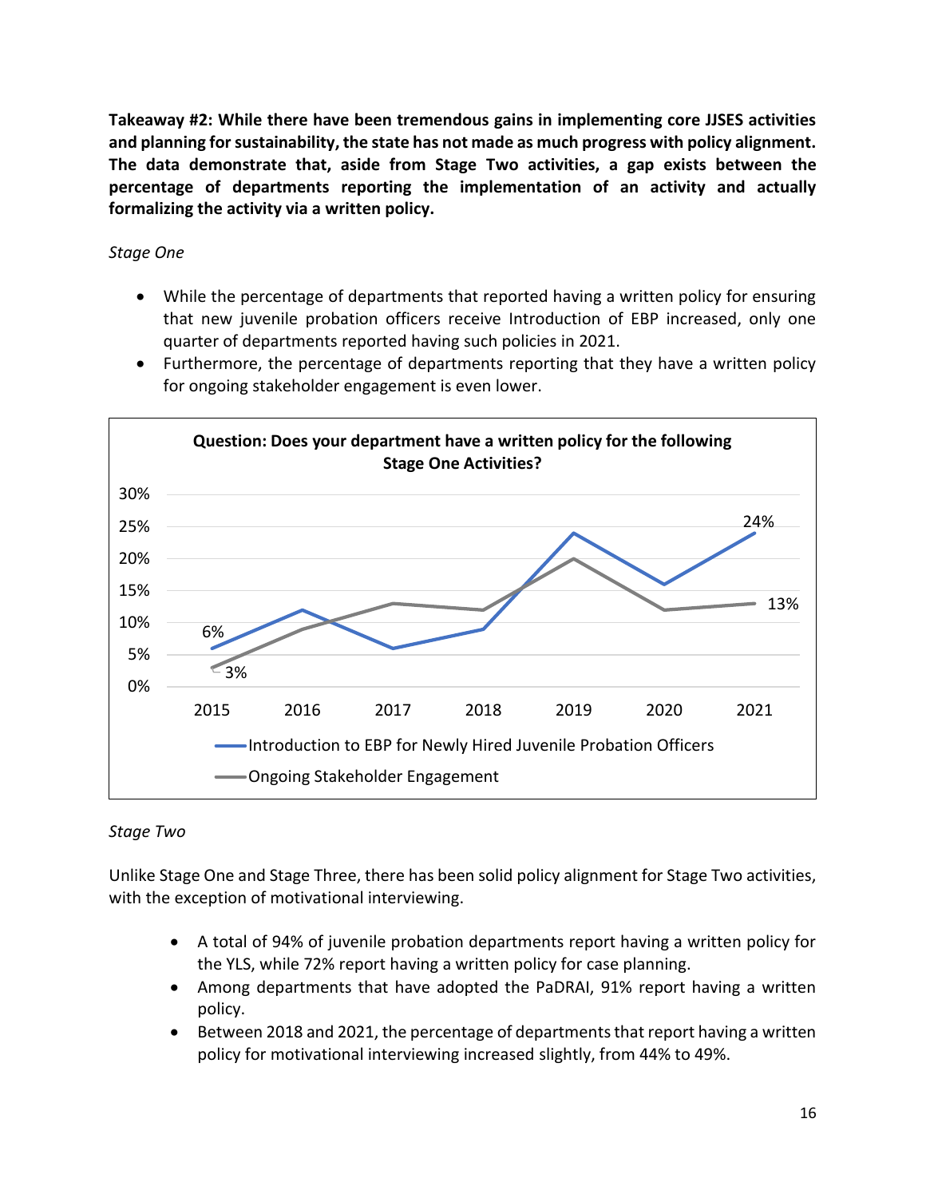**Takeaway #2: While there have been tremendous gains in implementing core JJSES activities and planning for sustainability, the state has not made as much progress with policy alignment. The data demonstrate that, aside from Stage Two activities, a gap exists between the percentage of departments reporting the implementation of an activity and actually formalizing the activity via a written policy.**

*Stage One*

- While the percentage of departments that reported having a written policy for ensuring that new juvenile probation officers receive Introduction of EBP increased, only one quarter of departments reported having such policies in 2021.
- Furthermore, the percentage of departments reporting that they have a written policy for ongoing stakeholder engagement is even lower.

**Question: Does your department have a written policy for the following Stage One Activities?**

| | 2015 | 2016 | 2017 | 2018 | 2019 | 2020 | 2021 |
|---|---|---|---|---|---|---|---|
| Introduction to EBP for Newly Hired Juvenile Probation Officers | 6% | | | | | | 24% |
| Ongoing Stakeholder Engagement | 3% | | | | | | 13% |

*Stage Two*

Unlike Stage One and Stage Three, there has been solid policy alignment for Stage Two activities, with the exception of motivational interviewing.

- A total of 94% of juvenile probation departments report having a written policy for the YLS, while 72% report having a written policy for case planning.
- Among departments that have adopted the PaDRAI, 91% report having a written policy.
- Between 2018 and 2021, the percentage of departments that report having a written policy for motivational interviewing increased slightly, from 44% to 49%.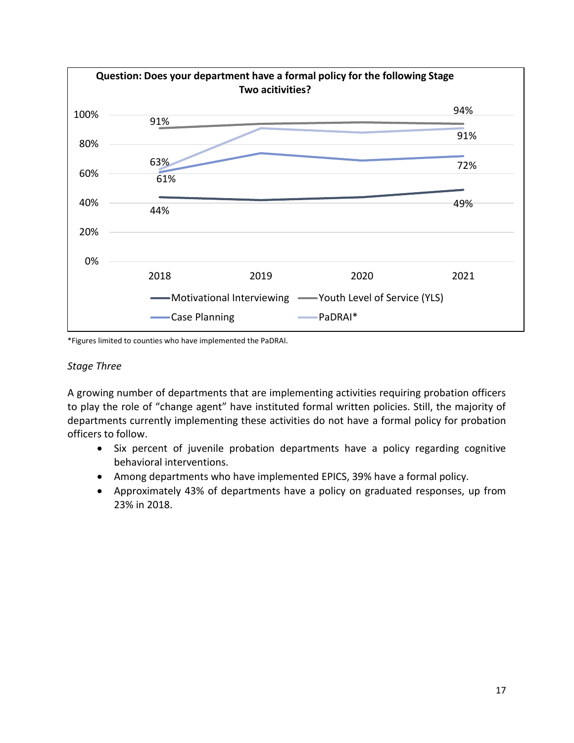**Question: Does your department have a formal policy for the following Stage Two acitivities?**

| | 2018 | 2021 |
|---|---|---|
| Motivational Interviewing | 44% | 49% |
| Youth Level of Service (YLS) | 91% | 94% |
| Case Planning | 61% | 72% |
| PaDRAI* | 63% | 91% |

*Figures limited to counties who have implemented the PaDRAI.

*Stage Three*

A growing number of departments that are implementing activities requiring probation officers to play the role of "change agent" have instituted formal written policies. Still, the majority of departments currently implementing these activities do not have a formal policy for probation officers to follow.

- Six percent of juvenile probation departments have a policy regarding cognitive behavioral interventions.
- Among departments who have implemented EPICS, 39% have a formal policy.
- Approximately 43% of departments have a policy on graduated responses, up from 23% in 2018.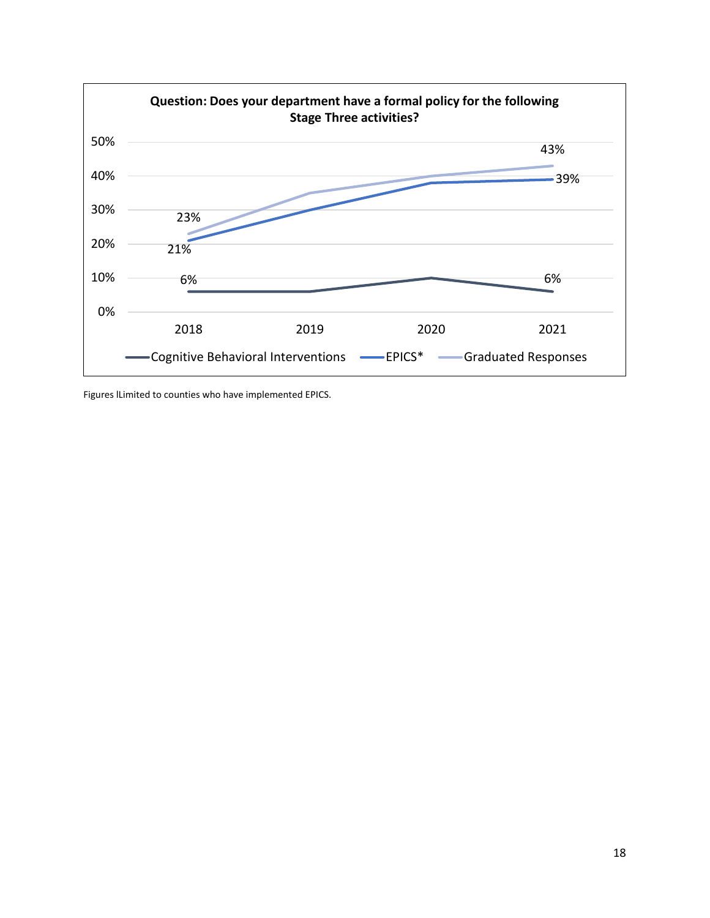**Question: Does your department have a formal policy for the following Stage Three activities?**

| | 2018 | 2021 |
|---|---|---|
| Cognitive Behavioral Interventions | 6% | 6% |
| EPICS* | 21% | 39% |
| Graduated Responses | 23% | 43% |

Figures lLimited to counties who have implemented EPICS.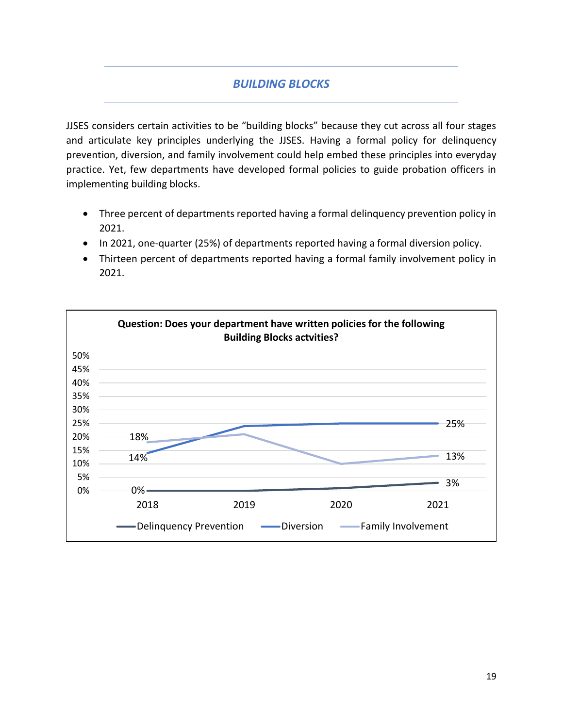## *BUILDING BLOCKS*

JJSES considers certain activities to be "building blocks" because they cut across all four stages and articulate key principles underlying the JJSES. Having a formal policy for delinquency prevention, diversion, and family involvement could help embed these principles into everyday practice. Yet, few departments have developed formal policies to guide probation officers in implementing building blocks.

- Three percent of departments reported having a formal delinquency prevention policy in 2021.
- In 2021, one-quarter (25%) of departments reported having a formal diversion policy.
- Thirteen percent of departments reported having a formal family involvement policy in 2021.

**Question: Does your department have written policies for the following Building Blocks actvities?**

| | 2018 | 2019 | 2020 | 2021 |
|---|---|---|---|---|
| Delinquency Prevention | 0% | | | 3% |
| Diversion | 14% | | | 25% |
| Family Involvement | 18% | | | 13% |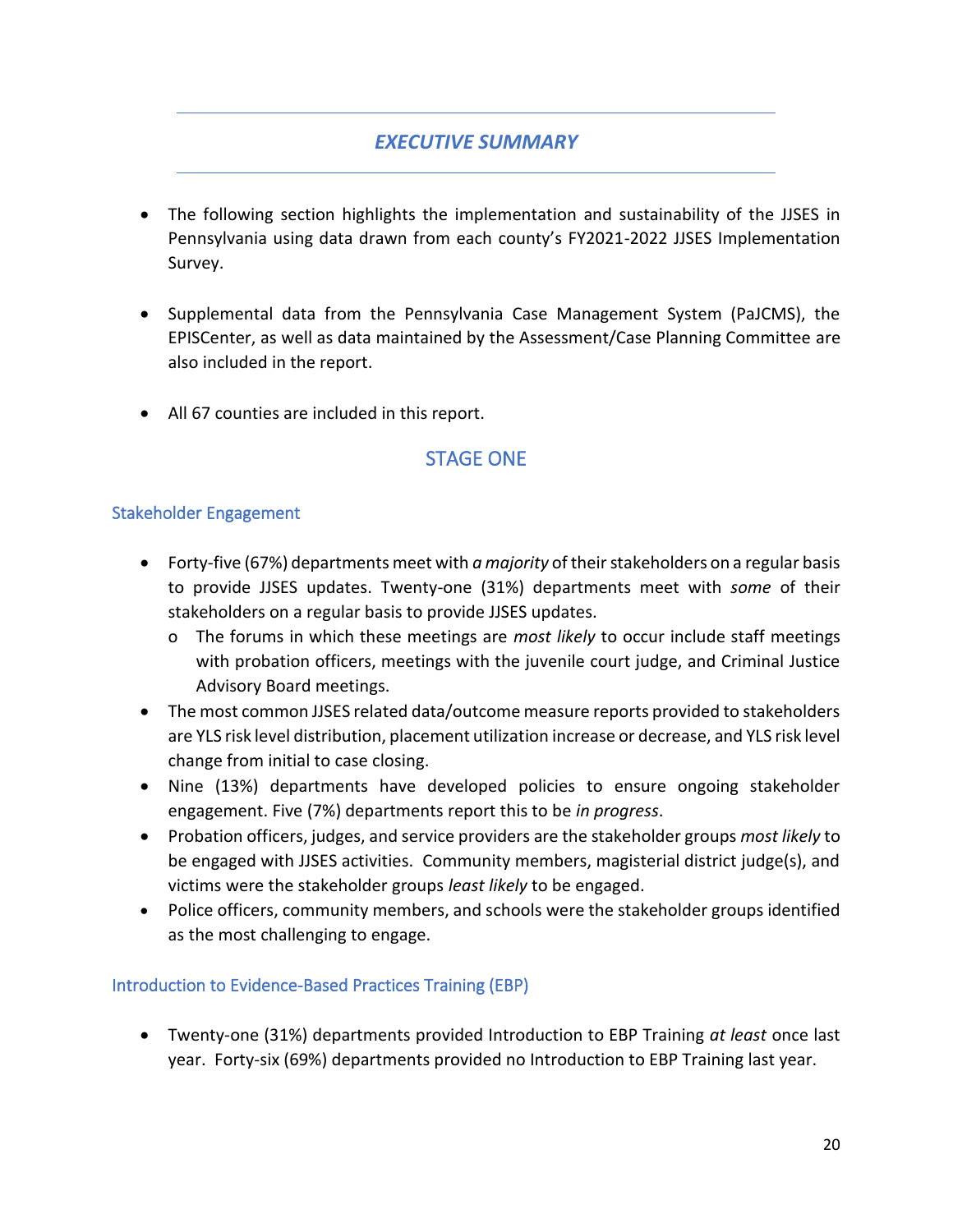## *EXECUTIVE SUMMARY*

- The following section highlights the implementation and sustainability of the JJSES in Pennsylvania using data drawn from each county's FY2021-2022 JJSES Implementation Survey.

- Supplemental data from the Pennsylvania Case Management System (PaJCMS), the EPISCenter, as well as data maintained by the Assessment/Case Planning Committee are also included in the report.

- All 67 counties are included in this report.

## STAGE ONE

### Stakeholder Engagement

- Forty-five (67%) departments meet with *a majority* of their stakeholders on a regular basis to provide JJSES updates. Twenty-one (31%) departments meet with *some* of their stakeholders on a regular basis to provide JJSES updates.
    - The forums in which these meetings are *most likely* to occur include staff meetings with probation officers, meetings with the juvenile court judge, and Criminal Justice Advisory Board meetings.
- The most common JJSES related data/outcome measure reports provided to stakeholders are YLS risk level distribution, placement utilization increase or decrease, and YLS risk level change from initial to case closing.
- Nine (13%) departments have developed policies to ensure ongoing stakeholder engagement. Five (7%) departments report this to be *in progress*.
- Probation officers, judges, and service providers are the stakeholder groups *most likely* to be engaged with JJSES activities. Community members, magisterial district judge(s), and victims were the stakeholder groups *least likely* to be engaged.
- Police officers, community members, and schools were the stakeholder groups identified as the most challenging to engage.

### Introduction to Evidence-Based Practices Training (EBP)

- Twenty-one (31%) departments provided Introduction to EBP Training *at least* once last year. Forty-six (69%) departments provided no Introduction to EBP Training last year.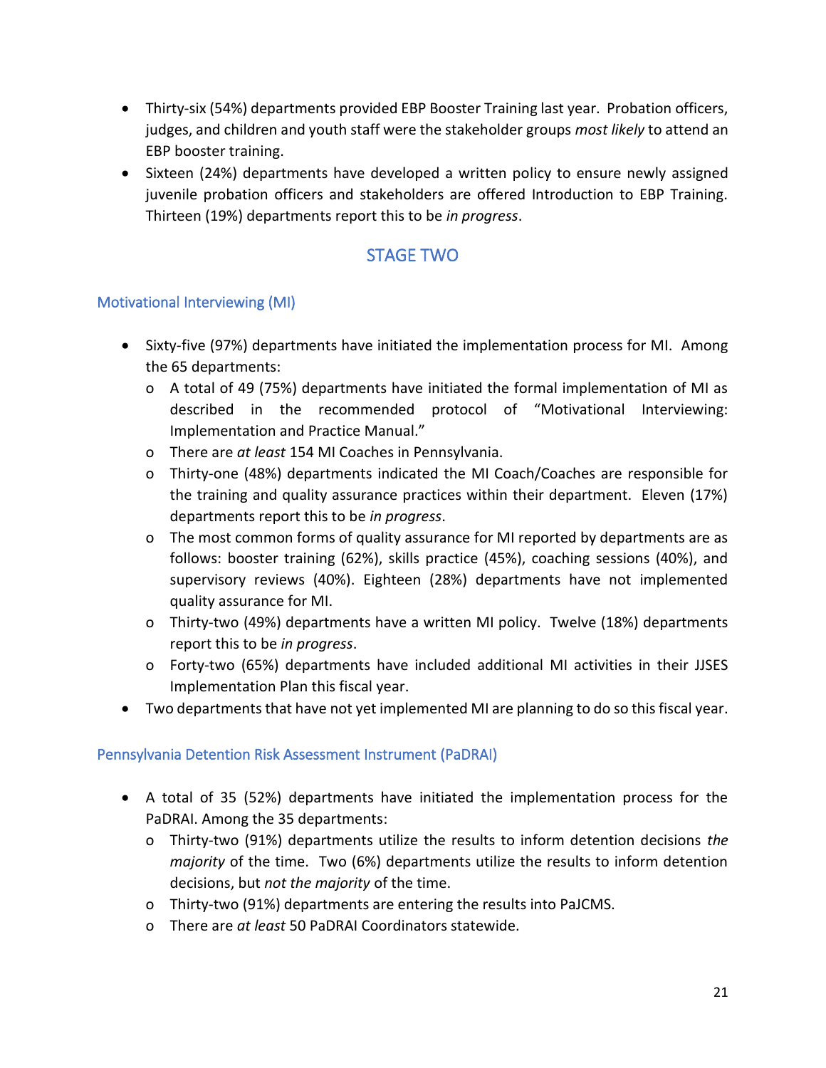- Thirty-six (54%) departments provided EBP Booster Training last year. Probation officers, judges, and children and youth staff were the stakeholder groups *most likely* to attend an EBP booster training.
- Sixteen (24%) departments have developed a written policy to ensure newly assigned juvenile probation officers and stakeholders are offered Introduction to EBP Training. Thirteen (19%) departments report this to be *in progress*.

## STAGE TWO

### Motivational Interviewing (MI)

- Sixty-five (97%) departments have initiated the implementation process for MI. Among the 65 departments:
  - A total of 49 (75%) departments have initiated the formal implementation of MI as described in the recommended protocol of "Motivational Interviewing: Implementation and Practice Manual."
  - There are *at least* 154 MI Coaches in Pennsylvania.
  - Thirty-one (48%) departments indicated the MI Coach/Coaches are responsible for the training and quality assurance practices within their department. Eleven (17%) departments report this to be *in progress*.
  - The most common forms of quality assurance for MI reported by departments are as follows: booster training (62%), skills practice (45%), coaching sessions (40%), and supervisory reviews (40%). Eighteen (28%) departments have not implemented quality assurance for MI.
  - Thirty-two (49%) departments have a written MI policy. Twelve (18%) departments report this to be *in progress*.
  - Forty-two (65%) departments have included additional MI activities in their JJSES Implementation Plan this fiscal year.
- Two departments that have not yet implemented MI are planning to do so this fiscal year.

### Pennsylvania Detention Risk Assessment Instrument (PaDRAI)

- A total of 35 (52%) departments have initiated the implementation process for the PaDRAI. Among the 35 departments:
  - Thirty-two (91%) departments utilize the results to inform detention decisions *the majority* of the time. Two (6%) departments utilize the results to inform detention decisions, but *not the majority* of the time.
  - Thirty-two (91%) departments are entering the results into PaJCMS.
  - There are *at least* 50 PaDRAI Coordinators statewide.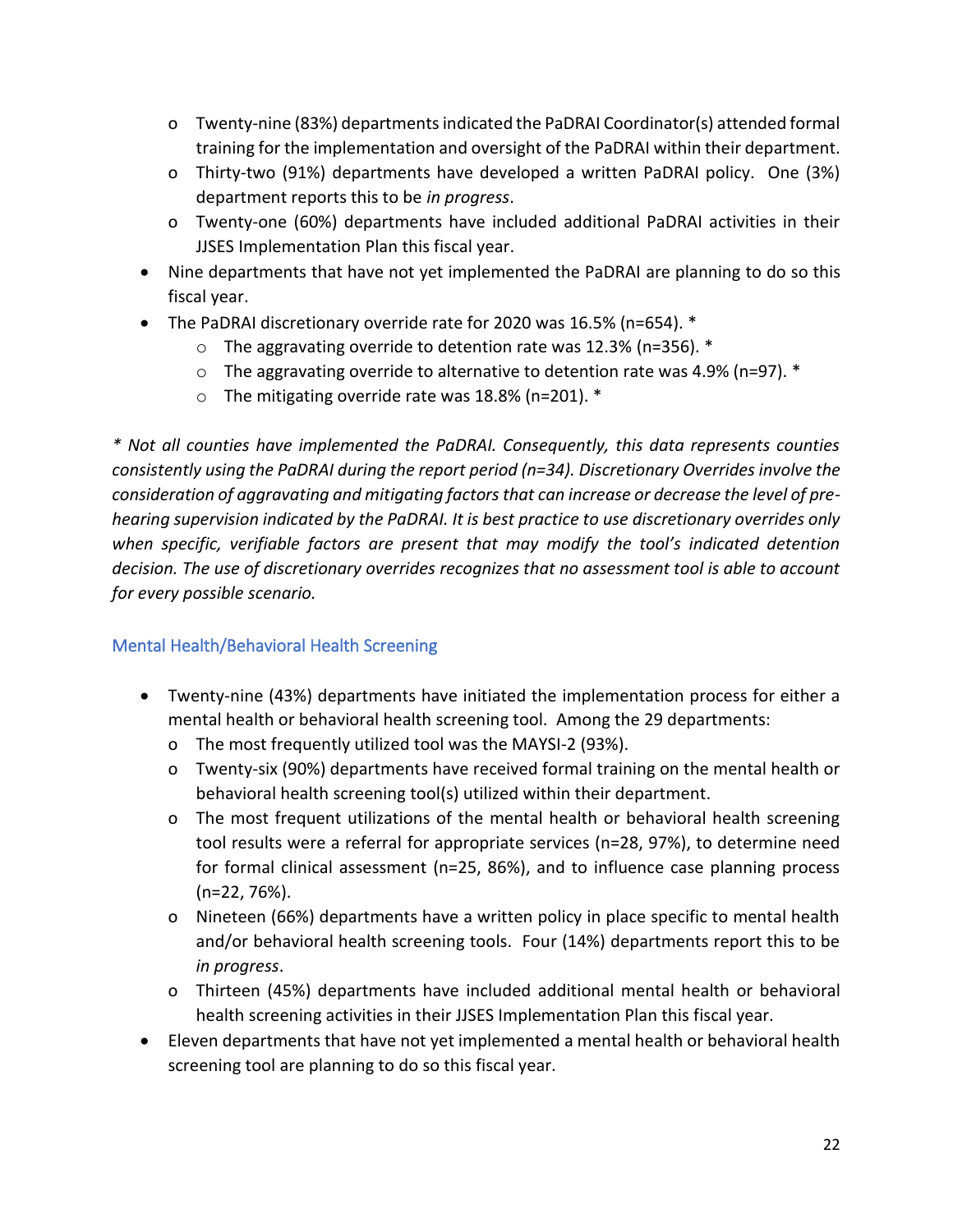- Twenty-nine (83%) departments indicated the PaDRAI Coordinator(s) attended formal training for the implementation and oversight of the PaDRAI within their department.
  - Thirty-two (91%) departments have developed a written PaDRAI policy. One (3%) department reports this to be *in progress*.
  - Twenty-one (60%) departments have included additional PaDRAI activities in their JJSES Implementation Plan this fiscal year.
- Nine departments that have not yet implemented the PaDRAI are planning to do so this fiscal year.
- The PaDRAI discretionary override rate for 2020 was 16.5% (n=654). *
  - The aggravating override to detention rate was 12.3% (n=356). *
  - The aggravating override to alternative to detention rate was 4.9% (n=97). *
  - The mitigating override rate was 18.8% (n=201). *

*\* Not all counties have implemented the PaDRAI. Consequently, this data represents counties consistently using the PaDRAI during the report period (n=34). Discretionary Overrides involve the consideration of aggravating and mitigating factors that can increase or decrease the level of pre-hearing supervision indicated by the PaDRAI. It is best practice to use discretionary overrides only when specific, verifiable factors are present that may modify the tool's indicated detention decision. The use of discretionary overrides recognizes that no assessment tool is able to account for every possible scenario.*

### Mental Health/Behavioral Health Screening

- Twenty-nine (43%) departments have initiated the implementation process for either a mental health or behavioral health screening tool. Among the 29 departments:
  - The most frequently utilized tool was the MAYSI-2 (93%).
  - Twenty-six (90%) departments have received formal training on the mental health or behavioral health screening tool(s) utilized within their department.
  - The most frequent utilizations of the mental health or behavioral health screening tool results were a referral for appropriate services (n=28, 97%), to determine need for formal clinical assessment (n=25, 86%), and to influence case planning process (n=22, 76%).
  - Nineteen (66%) departments have a written policy in place specific to mental health and/or behavioral health screening tools. Four (14%) departments report this to be *in progress*.
  - Thirteen (45%) departments have included additional mental health or behavioral health screening activities in their JJSES Implementation Plan this fiscal year.
- Eleven departments that have not yet implemented a mental health or behavioral health screening tool are planning to do so this fiscal year.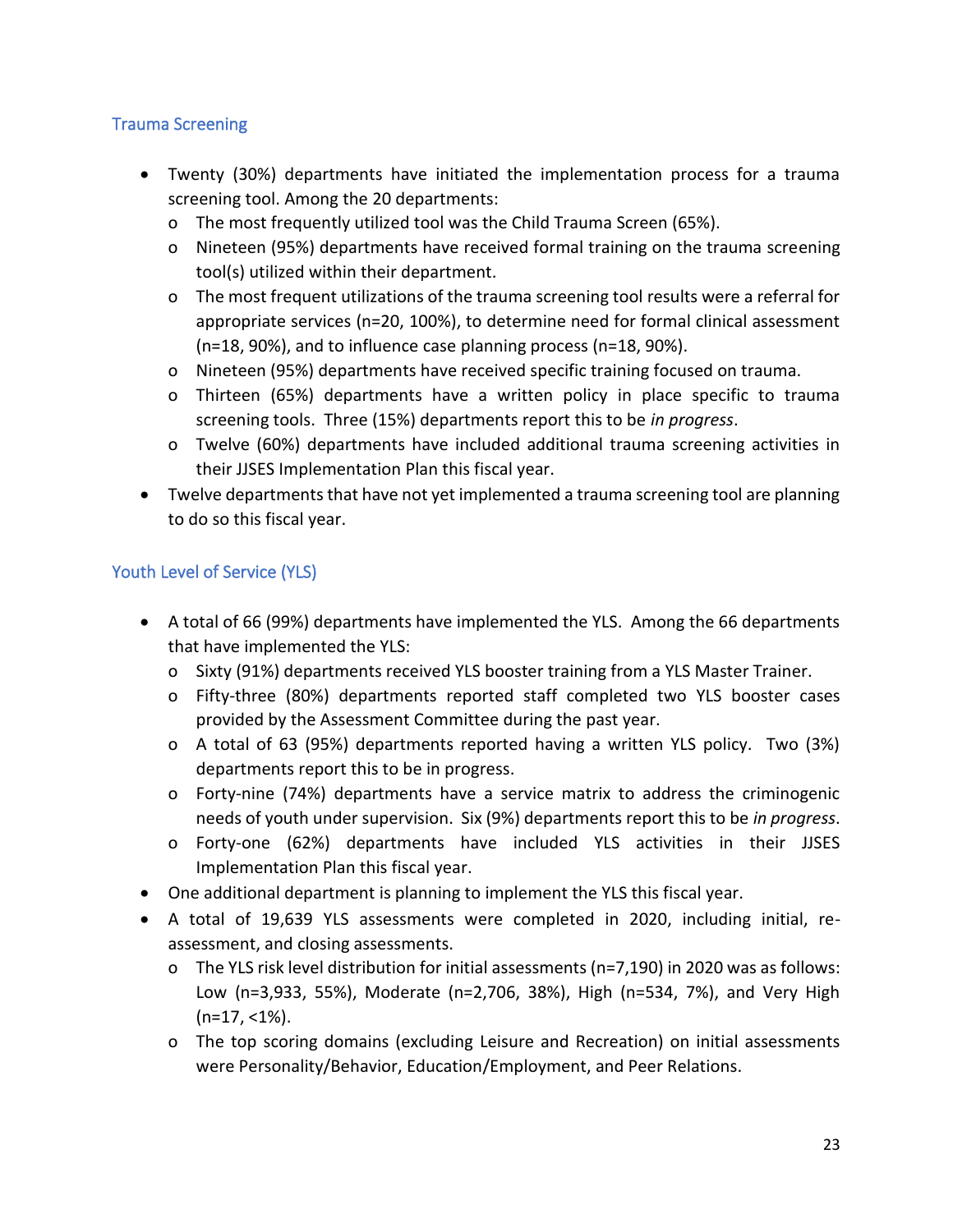### Trauma Screening

- Twenty (30%) departments have initiated the implementation process for a trauma screening tool. Among the 20 departments:
  - The most frequently utilized tool was the Child Trauma Screen (65%).
  - Nineteen (95%) departments have received formal training on the trauma screening tool(s) utilized within their department.
  - The most frequent utilizations of the trauma screening tool results were a referral for appropriate services (n=20, 100%), to determine need for formal clinical assessment (n=18, 90%), and to influence case planning process (n=18, 90%).
  - Nineteen (95%) departments have received specific training focused on trauma.
  - Thirteen (65%) departments have a written policy in place specific to trauma screening tools. Three (15%) departments report this to be *in progress*.
  - Twelve (60%) departments have included additional trauma screening activities in their JJSES Implementation Plan this fiscal year.
- Twelve departments that have not yet implemented a trauma screening tool are planning to do so this fiscal year.

### Youth Level of Service (YLS)

- A total of 66 (99%) departments have implemented the YLS. Among the 66 departments that have implemented the YLS:
  - Sixty (91%) departments received YLS booster training from a YLS Master Trainer.
  - Fifty-three (80%) departments reported staff completed two YLS booster cases provided by the Assessment Committee during the past year.
  - A total of 63 (95%) departments reported having a written YLS policy. Two (3%) departments report this to be in progress.
  - Forty-nine (74%) departments have a service matrix to address the criminogenic needs of youth under supervision. Six (9%) departments report this to be *in progress*.
  - Forty-one (62%) departments have included YLS activities in their JJSES Implementation Plan this fiscal year.
- One additional department is planning to implement the YLS this fiscal year.
- A total of 19,639 YLS assessments were completed in 2020, including initial, re-assessment, and closing assessments.
  - The YLS risk level distribution for initial assessments (n=7,190) in 2020 was as follows: Low (n=3,933, 55%), Moderate (n=2,706, 38%), High (n=534, 7%), and Very High (n=17, <1%).
  - The top scoring domains (excluding Leisure and Recreation) on initial assessments were Personality/Behavior, Education/Employment, and Peer Relations.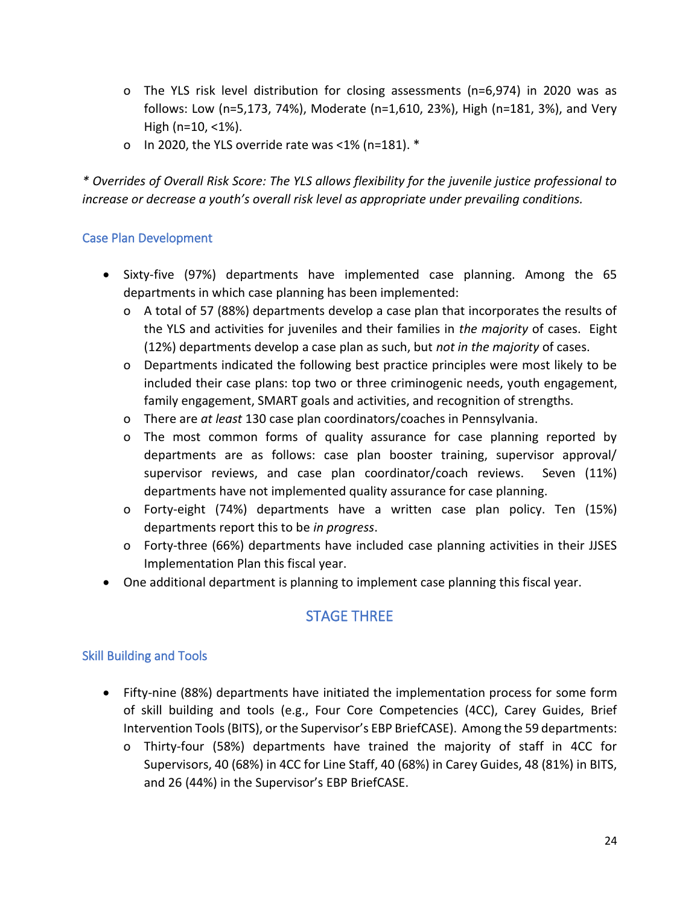- The YLS risk level distribution for closing assessments (n=6,974) in 2020 was as follows: Low (n=5,173, 74%), Moderate (n=1,610, 23%), High (n=181, 3%), and Very High (n=10, <1%).
   - In 2020, the YLS override rate was <1% (n=181). *

*\* Overrides of Overall Risk Score: The YLS allows flexibility for the juvenile justice professional to increase or decrease a youth's overall risk level as appropriate under prevailing conditions.*

### Case Plan Development

- Sixty-five (97%) departments have implemented case planning. Among the 65 departments in which case planning has been implemented:
   - A total of 57 (88%) departments develop a case plan that incorporates the results of the YLS and activities for juveniles and their families in *the majority* of cases. Eight (12%) departments develop a case plan as such, but *not in the majority* of cases.
   - Departments indicated the following best practice principles were most likely to be included their case plans: top two or three criminogenic needs, youth engagement, family engagement, SMART goals and activities, and recognition of strengths.
   - There are *at least* 130 case plan coordinators/coaches in Pennsylvania.
   - The most common forms of quality assurance for case planning reported by departments are as follows: case plan booster training, supervisor approval/ supervisor reviews, and case plan coordinator/coach reviews. Seven (11%) departments have not implemented quality assurance for case planning.
   - Forty-eight (74%) departments have a written case plan policy. Ten (15%) departments report this to be *in progress*.
   - Forty-three (66%) departments have included case planning activities in their JJSES Implementation Plan this fiscal year.
- One additional department is planning to implement case planning this fiscal year.

## STAGE THREE

### Skill Building and Tools

- Fifty-nine (88%) departments have initiated the implementation process for some form of skill building and tools (e.g., Four Core Competencies (4CC), Carey Guides, Brief Intervention Tools (BITS), or the Supervisor's EBP BriefCASE). Among the 59 departments:
   - Thirty-four (58%) departments have trained the majority of staff in 4CC for Supervisors, 40 (68%) in 4CC for Line Staff, 40 (68%) in Carey Guides, 48 (81%) in BITS, and 26 (44%) in the Supervisor's EBP BriefCASE.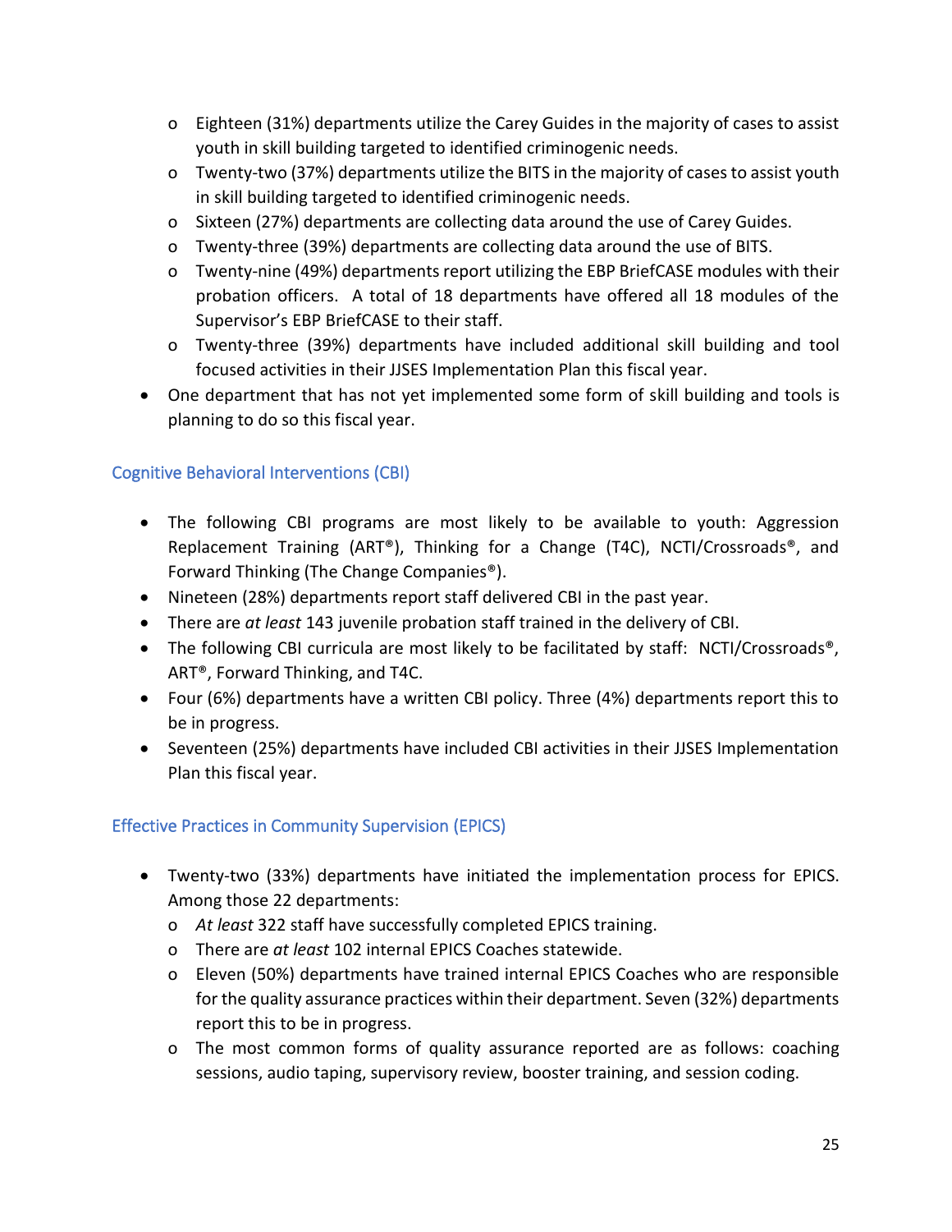- Eighteen (31%) departments utilize the Carey Guides in the majority of cases to assist youth in skill building targeted to identified criminogenic needs.
  - Twenty-two (37%) departments utilize the BITS in the majority of cases to assist youth in skill building targeted to identified criminogenic needs.
  - Sixteen (27%) departments are collecting data around the use of Carey Guides.
  - Twenty-three (39%) departments are collecting data around the use of BITS.
  - Twenty-nine (49%) departments report utilizing the EBP BriefCASE modules with their probation officers. A total of 18 departments have offered all 18 modules of the Supervisor's EBP BriefCASE to their staff.
  - Twenty-three (39%) departments have included additional skill building and tool focused activities in their JJSES Implementation Plan this fiscal year.
- One department that has not yet implemented some form of skill building and tools is planning to do so this fiscal year.

### Cognitive Behavioral Interventions (CBI)

- The following CBI programs are most likely to be available to youth: Aggression Replacement Training (ART®), Thinking for a Change (T4C), NCTI/Crossroads®, and Forward Thinking (The Change Companies®).
- Nineteen (28%) departments report staff delivered CBI in the past year.
- There are *at least* 143 juvenile probation staff trained in the delivery of CBI.
- The following CBI curricula are most likely to be facilitated by staff: NCTI/Crossroads®, ART®, Forward Thinking, and T4C.
- Four (6%) departments have a written CBI policy. Three (4%) departments report this to be in progress.
- Seventeen (25%) departments have included CBI activities in their JJSES Implementation Plan this fiscal year.

### Effective Practices in Community Supervision (EPICS)

- Twenty-two (33%) departments have initiated the implementation process for EPICS. Among those 22 departments:
  - *At least* 322 staff have successfully completed EPICS training.
  - There are *at least* 102 internal EPICS Coaches statewide.
  - Eleven (50%) departments have trained internal EPICS Coaches who are responsible for the quality assurance practices within their department. Seven (32%) departments report this to be in progress.
  - The most common forms of quality assurance reported are as follows: coaching sessions, audio taping, supervisory review, booster training, and session coding.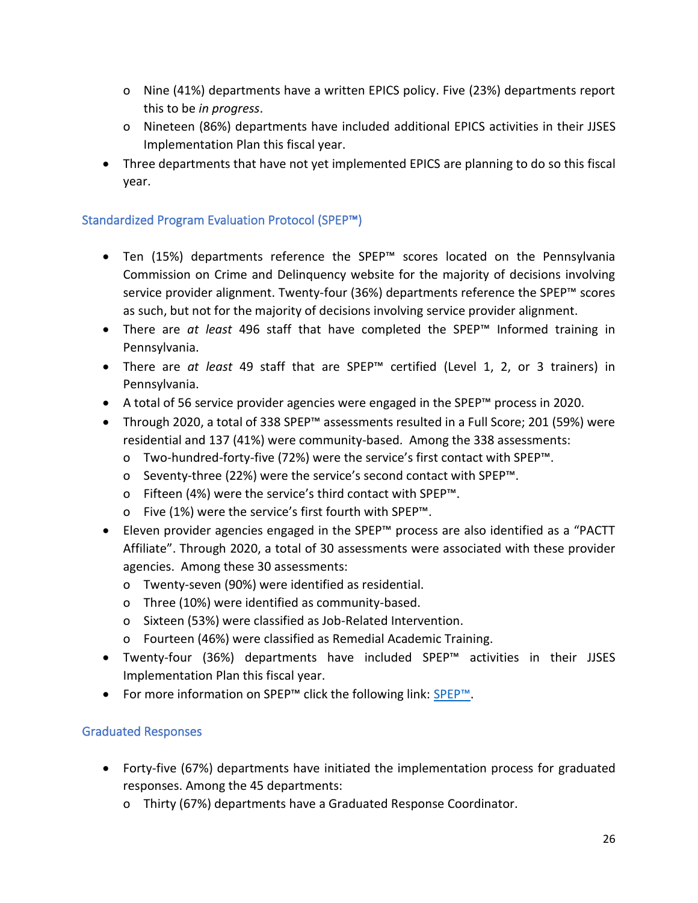- Nine (41%) departments have a written EPICS policy. Five (23%) departments report this to be *in progress*.
  - Nineteen (86%) departments have included additional EPICS activities in their JJSES Implementation Plan this fiscal year.
- Three departments that have not yet implemented EPICS are planning to do so this fiscal year.

### Standardized Program Evaluation Protocol (SPEP™)

- Ten (15%) departments reference the SPEP™ scores located on the Pennsylvania Commission on Crime and Delinquency website for the majority of decisions involving service provider alignment. Twenty-four (36%) departments reference the SPEP™ scores as such, but not for the majority of decisions involving service provider alignment.
- There are *at least* 496 staff that have completed the SPEP™ Informed training in Pennsylvania.
- There are *at least* 49 staff that are SPEP™ certified (Level 1, 2, or 3 trainers) in Pennsylvania.
- A total of 56 service provider agencies were engaged in the SPEP™ process in 2020.
- Through 2020, a total of 338 SPEP™ assessments resulted in a Full Score; 201 (59%) were residential and 137 (41%) were community-based. Among the 338 assessments:
  - Two-hundred-forty-five (72%) were the service's first contact with SPEP™.
  - Seventy-three (22%) were the service's second contact with SPEP™.
  - Fifteen (4%) were the service's third contact with SPEP™.
  - Five (1%) were the service's first fourth with SPEP™.
- Eleven provider agencies engaged in the SPEP™ process are also identified as a "PACTT Affiliate". Through 2020, a total of 30 assessments were associated with these provider agencies. Among these 30 assessments:
  - Twenty-seven (90%) were identified as residential.
  - Three (10%) were identified as community-based.
  - Sixteen (53%) were classified as Job-Related Intervention.
  - Fourteen (46%) were classified as Remedial Academic Training.
- Twenty-four (36%) departments have included SPEP™ activities in their JJSES Implementation Plan this fiscal year.
- For more information on SPEP™ click the following link: [SPEP™](SPEP™).

### Graduated Responses

- Forty-five (67%) departments have initiated the implementation process for graduated responses. Among the 45 departments:
  - Thirty (67%) departments have a Graduated Response Coordinator.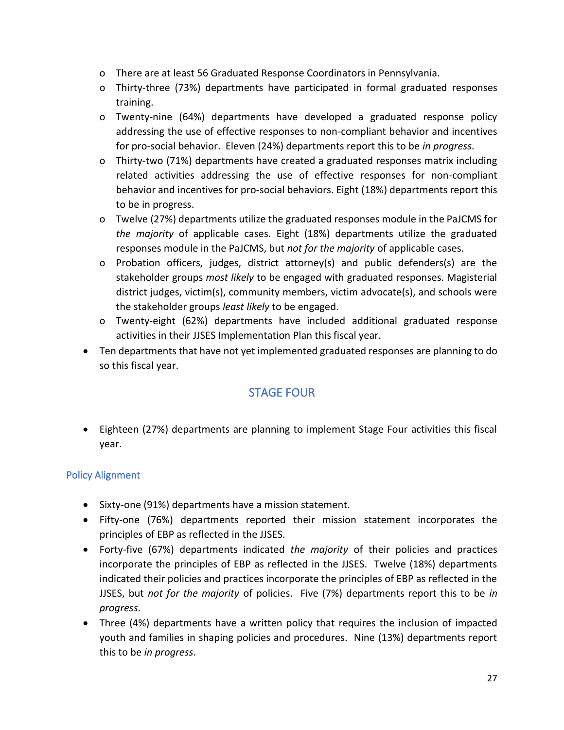- There are at least 56 Graduated Response Coordinators in Pennsylvania.
    - Thirty-three (73%) departments have participated in formal graduated responses training.
    - Twenty-nine (64%) departments have developed a graduated response policy addressing the use of effective responses to non-compliant behavior and incentives for pro-social behavior. Eleven (24%) departments report this to be *in progress*.
    - Thirty-two (71%) departments have created a graduated responses matrix including related activities addressing the use of effective responses for non-compliant behavior and incentives for pro-social behaviors. Eight (18%) departments report this to be in progress.
    - Twelve (27%) departments utilize the graduated responses module in the PaJCMS for *the majority* of applicable cases. Eight (18%) departments utilize the graduated responses module in the PaJCMS, but *not for the majority* of applicable cases.
    - Probation officers, judges, district attorney(s) and public defenders(s) are the stakeholder groups *most likely* to be engaged with graduated responses. Magisterial district judges, victim(s), community members, victim advocate(s), and schools were the stakeholder groups *least likely* to be engaged.
    - Twenty-eight (62%) departments have included additional graduated response activities in their JJSES Implementation Plan this fiscal year.
- Ten departments that have not yet implemented graduated responses are planning to do so this fiscal year.

## STAGE FOUR

- Eighteen (27%) departments are planning to implement Stage Four activities this fiscal year.

### Policy Alignment

- Sixty-one (91%) departments have a mission statement.
- Fifty-one (76%) departments reported their mission statement incorporates the principles of EBP as reflected in the JJSES.
- Forty-five (67%) departments indicated *the majority* of their policies and practices incorporate the principles of EBP as reflected in the JJSES. Twelve (18%) departments indicated their policies and practices incorporate the principles of EBP as reflected in the JJSES, but *not for the majority* of policies. Five (7%) departments report this to be *in progress*.
- Three (4%) departments have a written policy that requires the inclusion of impacted youth and families in shaping policies and procedures. Nine (13%) departments report this to be *in progress*.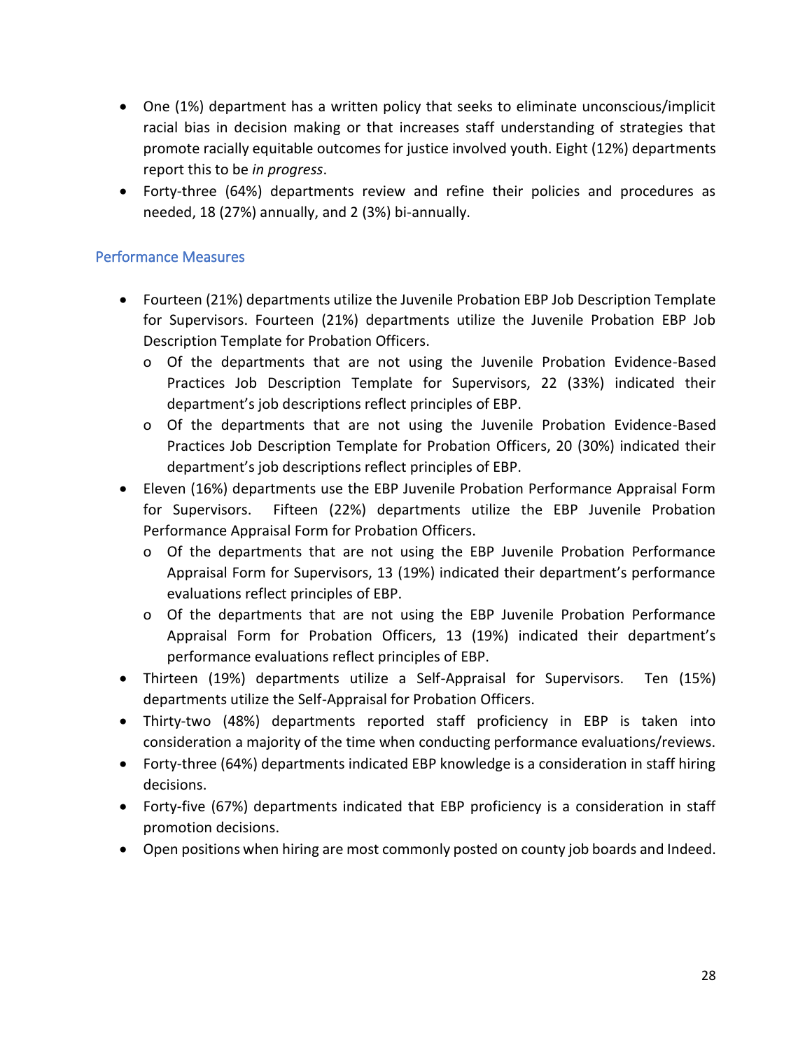- One (1%) department has a written policy that seeks to eliminate unconscious/implicit racial bias in decision making or that increases staff understanding of strategies that promote racially equitable outcomes for justice involved youth. Eight (12%) departments report this to be *in progress*.
- Forty-three (64%) departments review and refine their policies and procedures as needed, 18 (27%) annually, and 2 (3%) bi-annually.

### Performance Measures

- Fourteen (21%) departments utilize the Juvenile Probation EBP Job Description Template for Supervisors. Fourteen (21%) departments utilize the Juvenile Probation EBP Job Description Template for Probation Officers.
  - Of the departments that are not using the Juvenile Probation Evidence-Based Practices Job Description Template for Supervisors, 22 (33%) indicated their department's job descriptions reflect principles of EBP.
  - Of the departments that are not using the Juvenile Probation Evidence-Based Practices Job Description Template for Probation Officers, 20 (30%) indicated their department's job descriptions reflect principles of EBP.
- Eleven (16%) departments use the EBP Juvenile Probation Performance Appraisal Form for Supervisors. Fifteen (22%) departments utilize the EBP Juvenile Probation Performance Appraisal Form for Probation Officers.
  - Of the departments that are not using the EBP Juvenile Probation Performance Appraisal Form for Supervisors, 13 (19%) indicated their department's performance evaluations reflect principles of EBP.
  - Of the departments that are not using the EBP Juvenile Probation Performance Appraisal Form for Probation Officers, 13 (19%) indicated their department's performance evaluations reflect principles of EBP.
- Thirteen (19%) departments utilize a Self-Appraisal for Supervisors. Ten (15%) departments utilize the Self-Appraisal for Probation Officers.
- Thirty-two (48%) departments reported staff proficiency in EBP is taken into consideration a majority of the time when conducting performance evaluations/reviews.
- Forty-three (64%) departments indicated EBP knowledge is a consideration in staff hiring decisions.
- Forty-five (67%) departments indicated that EBP proficiency is a consideration in staff promotion decisions.
- Open positions when hiring are most commonly posted on county job boards and Indeed.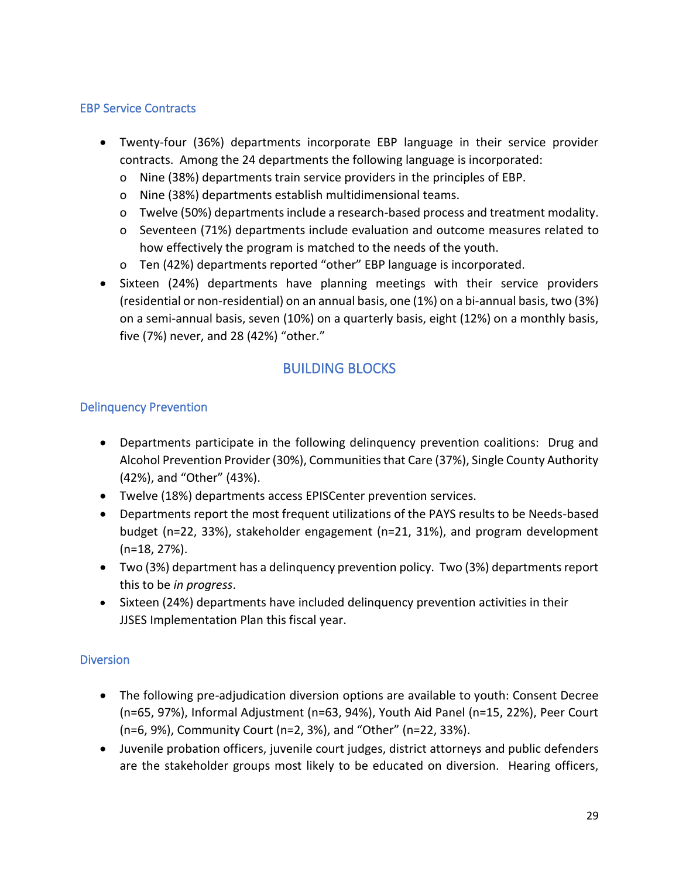### EBP Service Contracts

- Twenty-four (36%) departments incorporate EBP language in their service provider contracts. Among the 24 departments the following language is incorporated:
  - Nine (38%) departments train service providers in the principles of EBP.
  - Nine (38%) departments establish multidimensional teams.
  - Twelve (50%) departments include a research-based process and treatment modality.
  - Seventeen (71%) departments include evaluation and outcome measures related to how effectively the program is matched to the needs of the youth.
  - Ten (42%) departments reported "other" EBP language is incorporated.
- Sixteen (24%) departments have planning meetings with their service providers (residential or non-residential) on an annual basis, one (1%) on a bi-annual basis, two (3%) on a semi-annual basis, seven (10%) on a quarterly basis, eight (12%) on a monthly basis, five (7%) never, and 28 (42%) "other."

## BUILDING BLOCKS

### Delinquency Prevention

- Departments participate in the following delinquency prevention coalitions: Drug and Alcohol Prevention Provider (30%), Communities that Care (37%), Single County Authority (42%), and "Other" (43%).
- Twelve (18%) departments access EPISCenter prevention services.
- Departments report the most frequent utilizations of the PAYS results to be Needs-based budget (n=22, 33%), stakeholder engagement (n=21, 31%), and program development (n=18, 27%).
- Two (3%) department has a delinquency prevention policy. Two (3%) departments report this to be *in progress*.
- Sixteen (24%) departments have included delinquency prevention activities in their JJSES Implementation Plan this fiscal year.

### Diversion

- The following pre-adjudication diversion options are available to youth: Consent Decree (n=65, 97%), Informal Adjustment (n=63, 94%), Youth Aid Panel (n=15, 22%), Peer Court (n=6, 9%), Community Court (n=2, 3%), and "Other" (n=22, 33%).
- Juvenile probation officers, juvenile court judges, district attorneys and public defenders are the stakeholder groups most likely to be educated on diversion. Hearing officers,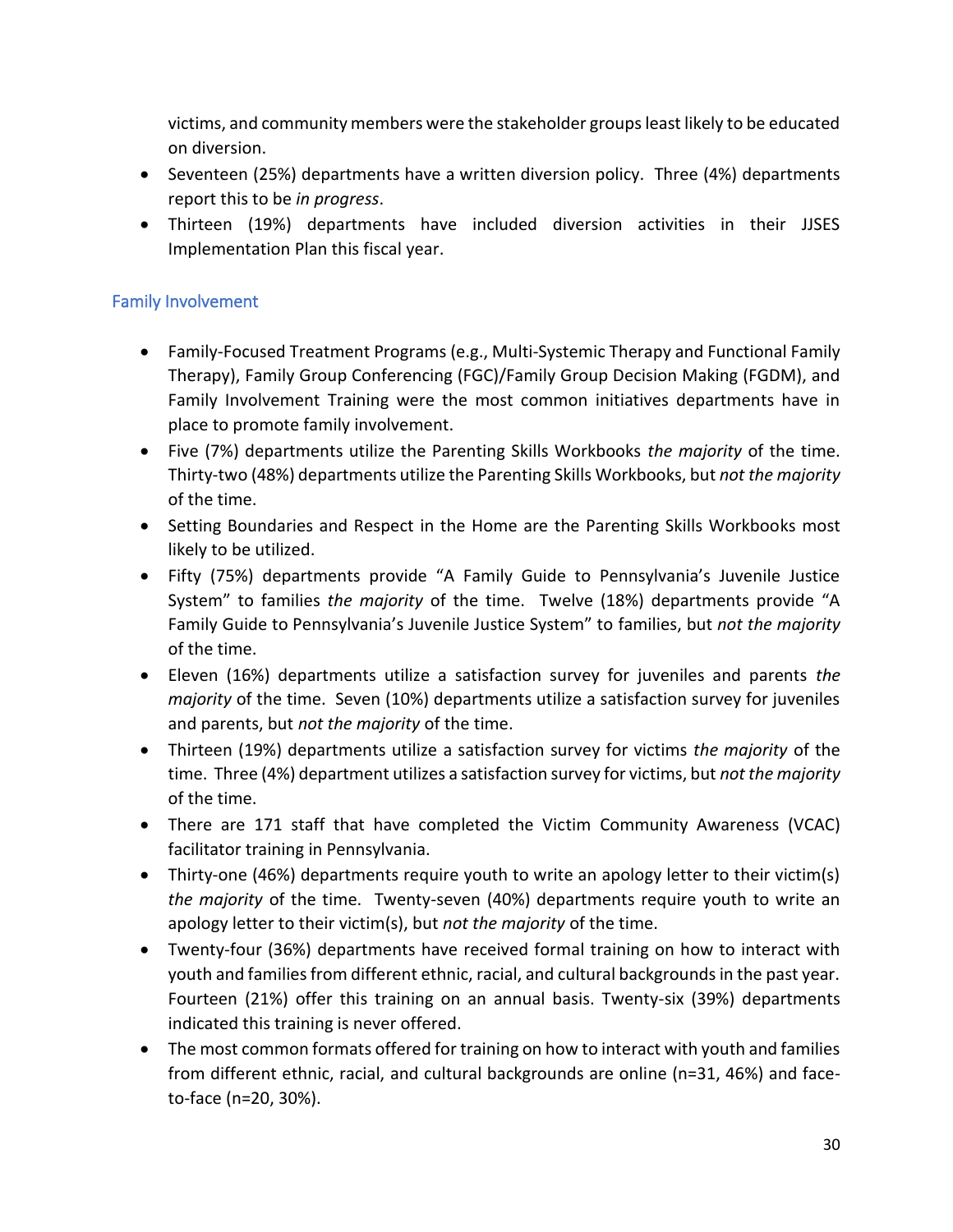victims, and community members were the stakeholder groups least likely to be educated on diversion.

- Seventeen (25%) departments have a written diversion policy. Three (4%) departments report this to be *in progress*.
- Thirteen (19%) departments have included diversion activities in their JJSES Implementation Plan this fiscal year.

## Family Involvement

- Family-Focused Treatment Programs (e.g., Multi-Systemic Therapy and Functional Family Therapy), Family Group Conferencing (FGC)/Family Group Decision Making (FGDM), and Family Involvement Training were the most common initiatives departments have in place to promote family involvement.
- Five (7%) departments utilize the Parenting Skills Workbooks *the majority* of the time. Thirty-two (48%) departments utilize the Parenting Skills Workbooks, but *not the majority* of the time.
- Setting Boundaries and Respect in the Home are the Parenting Skills Workbooks most likely to be utilized.
- Fifty (75%) departments provide "A Family Guide to Pennsylvania's Juvenile Justice System" to families *the majority* of the time. Twelve (18%) departments provide "A Family Guide to Pennsylvania's Juvenile Justice System" to families, but *not the majority* of the time.
- Eleven (16%) departments utilize a satisfaction survey for juveniles and parents *the majority* of the time. Seven (10%) departments utilize a satisfaction survey for juveniles and parents, but *not the majority* of the time.
- Thirteen (19%) departments utilize a satisfaction survey for victims *the majority* of the time. Three (4%) department utilizes a satisfaction survey for victims, but *not the majority* of the time.
- There are 171 staff that have completed the Victim Community Awareness (VCAC) facilitator training in Pennsylvania.
- Thirty-one (46%) departments require youth to write an apology letter to their victim(s) *the majority* of the time. Twenty-seven (40%) departments require youth to write an apology letter to their victim(s), but *not the majority* of the time.
- Twenty-four (36%) departments have received formal training on how to interact with youth and families from different ethnic, racial, and cultural backgrounds in the past year. Fourteen (21%) offer this training on an annual basis. Twenty-six (39%) departments indicated this training is never offered.
- The most common formats offered for training on how to interact with youth and families from different ethnic, racial, and cultural backgrounds are online (n=31, 46%) and face-to-face (n=20, 30%).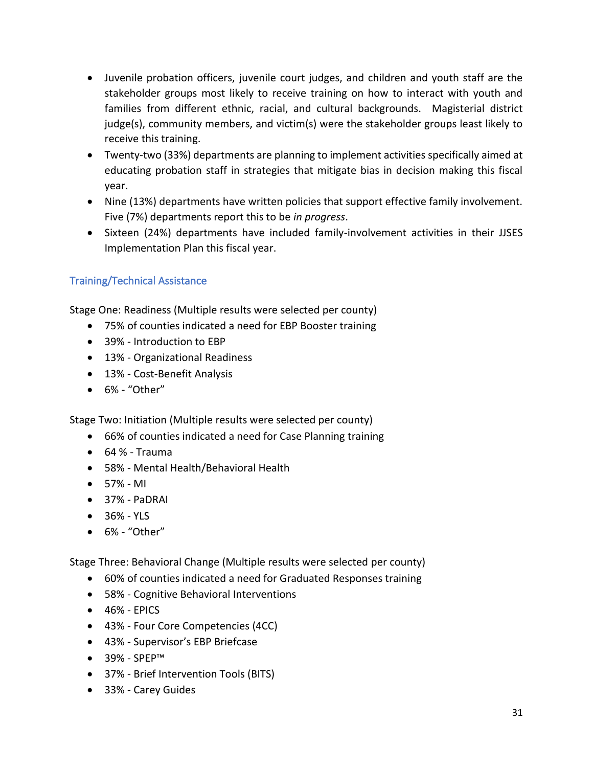- Juvenile probation officers, juvenile court judges, and children and youth staff are the stakeholder groups most likely to receive training on how to interact with youth and families from different ethnic, racial, and cultural backgrounds. Magisterial district judge(s), community members, and victim(s) were the stakeholder groups least likely to receive this training.
- Twenty-two (33%) departments are planning to implement activities specifically aimed at educating probation staff in strategies that mitigate bias in decision making this fiscal year.
- Nine (13%) departments have written policies that support effective family involvement. Five (7%) departments report this to be *in progress*.
- Sixteen (24%) departments have included family-involvement activities in their JJSES Implementation Plan this fiscal year.

## Training/Technical Assistance

Stage One: Readiness (Multiple results were selected per county)

- 75% of counties indicated a need for EBP Booster training
- 39% - Introduction to EBP
- 13% - Organizational Readiness
- 13% - Cost-Benefit Analysis
- 6% - "Other"

Stage Two: Initiation (Multiple results were selected per county)

- 66% of counties indicated a need for Case Planning training
- 64 % - Trauma
- 58% - Mental Health/Behavioral Health
- 57% - MI
- 37% - PaDRAI
- 36% - YLS
- 6% - "Other"

Stage Three: Behavioral Change (Multiple results were selected per county)

- 60% of counties indicated a need for Graduated Responses training
- 58% - Cognitive Behavioral Interventions
- 46% - EPICS
- 43% - Four Core Competencies (4CC)
- 43% - Supervisor's EBP Briefcase
- 39% - SPEP™
- 37% - Brief Intervention Tools (BITS)
- 33% - Carey Guides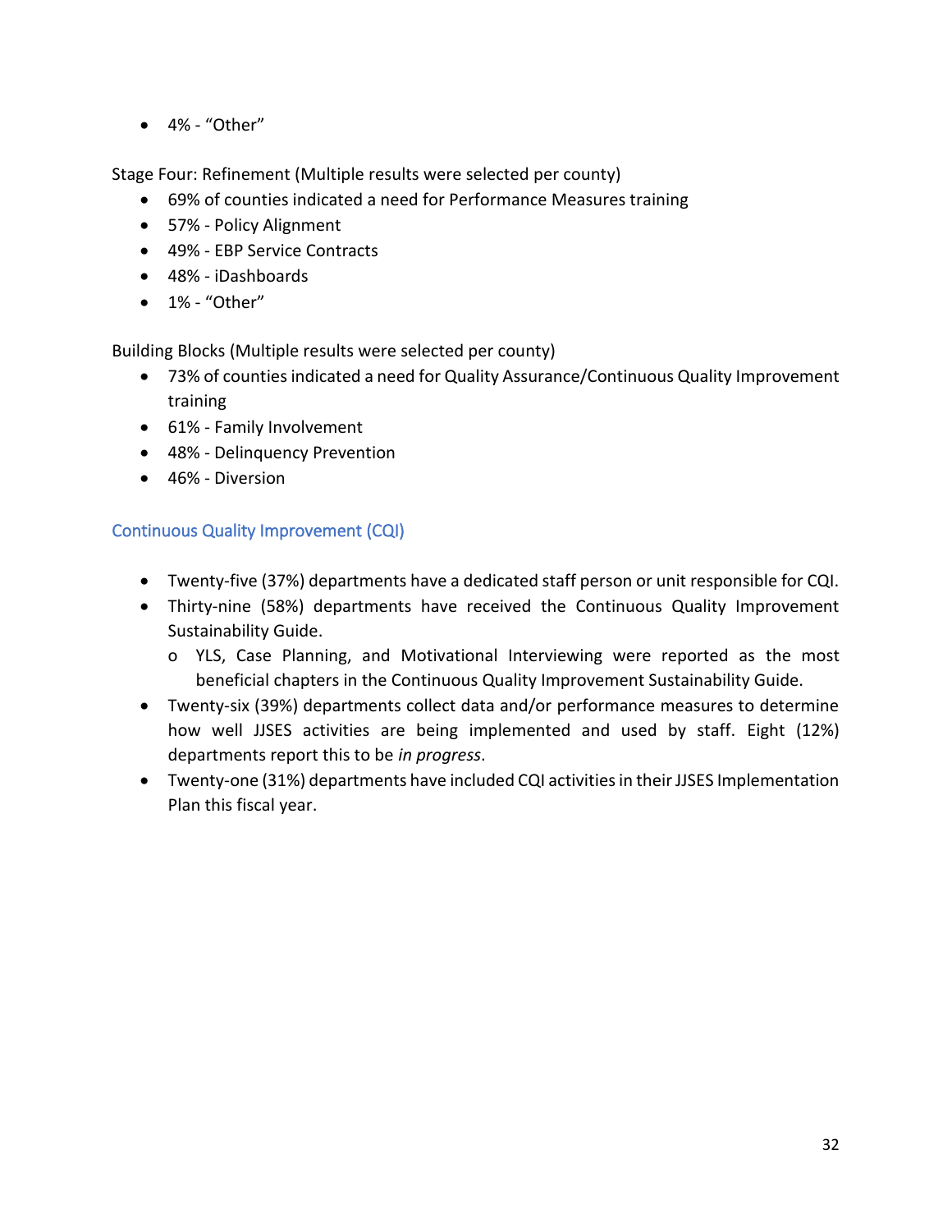- 4% - "Other"

Stage Four: Refinement (Multiple results were selected per county)

- 69% of counties indicated a need for Performance Measures training
- 57% - Policy Alignment
- 49% - EBP Service Contracts
- 48% - iDashboards
- 1% - "Other"

Building Blocks (Multiple results were selected per county)

- 73% of counties indicated a need for Quality Assurance/Continuous Quality Improvement training
- 61% - Family Involvement
- 48% - Delinquency Prevention
- 46% - Diversion

## Continuous Quality Improvement (CQI)

- Twenty-five (37%) departments have a dedicated staff person or unit responsible for CQI.
- Thirty-nine (58%) departments have received the Continuous Quality Improvement Sustainability Guide.
  - YLS, Case Planning, and Motivational Interviewing were reported as the most beneficial chapters in the Continuous Quality Improvement Sustainability Guide.
- Twenty-six (39%) departments collect data and/or performance measures to determine how well JJSES activities are being implemented and used by staff. Eight (12%) departments report this to be *in progress*.
- Twenty-one (31%) departments have included CQI activities in their JJSES Implementation Plan this fiscal year.